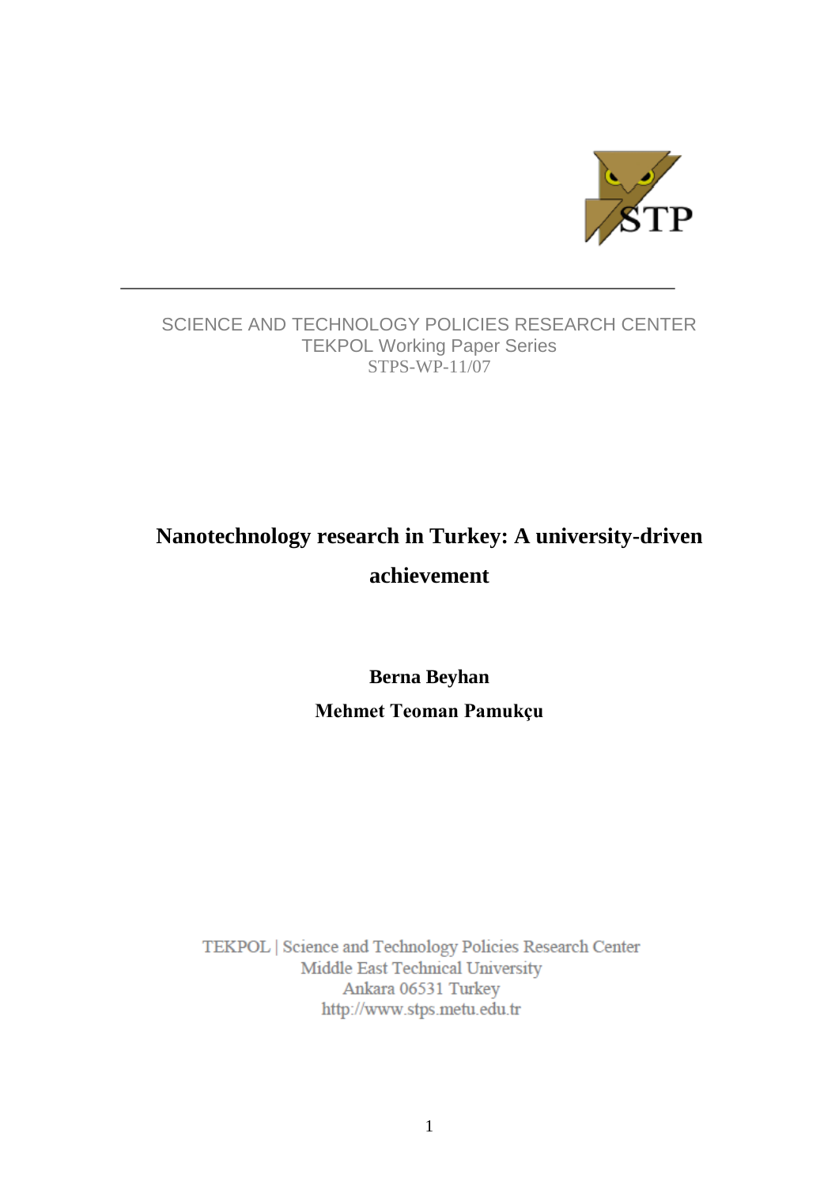SCIENCE AND TECHNOLOGY POLICIES RESEARCH CENTER
TEKPOL Working Paper Series
STPS-WP-11/07

# Nanotechnology research in Turkey: A university-driven achievement

**Berna Beyhan**

**Mehmet Teoman Pamukçu**

TEKPOL | Science and Technology Policies Research Center
Middle East Technical University
Ankara 06531 Turkey
http://www.stps.metu.edu.tr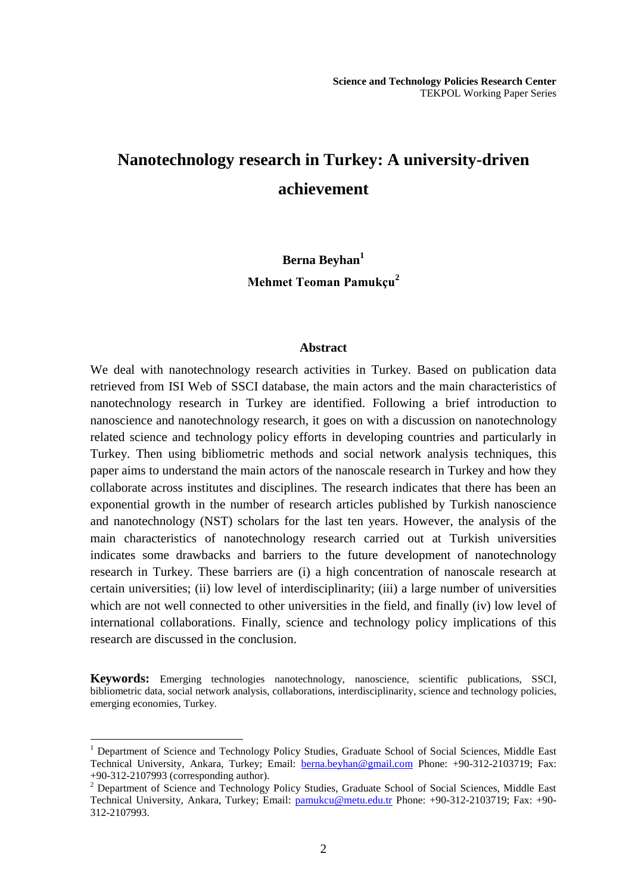**Science and Technology Policies Research Center**
TEKPOL Working Paper Series

# Nanotechnology research in Turkey: A university-driven achievement

**Berna Beyhan**[1]
**Mehmet Teoman Pamukçu**[2]

## Abstract

We deal with nanotechnology research activities in Turkey. Based on publication data retrieved from ISI Web of SSCI database, the main actors and the main characteristics of nanotechnology research in Turkey are identified. Following a brief introduction to nanoscience and nanotechnology research, it goes on with a discussion on nanotechnology related science and technology policy efforts in developing countries and particularly in Turkey. Then using bibliometric methods and social network analysis techniques, this paper aims to understand the main actors of the nanoscale research in Turkey and how they collaborate across institutes and disciplines. The research indicates that there has been an exponential growth in the number of research articles published by Turkish nanoscience and nanotechnology (NST) scholars for the last ten years. However, the analysis of the main characteristics of nanotechnology research carried out at Turkish universities indicates some drawbacks and barriers to the future development of nanotechnology research in Turkey. These barriers are (i) a high concentration of nanoscale research at certain universities; (ii) low level of interdisciplinarity; (iii) a large number of universities which are not well connected to other universities in the field, and finally (iv) low level of international collaborations. Finally, science and technology policy implications of this research are discussed in the conclusion.

**Keywords:** Emerging technologies nanotechnology, nanoscience, scientific publications, SSCI, bibliometric data, social network analysis, collaborations, interdisciplinarity, science and technology policies, emerging economies, Turkey.

---

[1] Department of Science and Technology Policy Studies, Graduate School of Social Sciences, Middle East Technical University, Ankara, Turkey; Email: berna.beyhan@gmail.com Phone: +90-312-2103719; Fax: +90-312-2107993 (corresponding author).

[2] Department of Science and Technology Policy Studies, Graduate School of Social Sciences, Middle East Technical University, Ankara, Turkey; Email: pamukcu@metu.edu.tr Phone: +90-312-2103719; Fax: +90-312-2107993.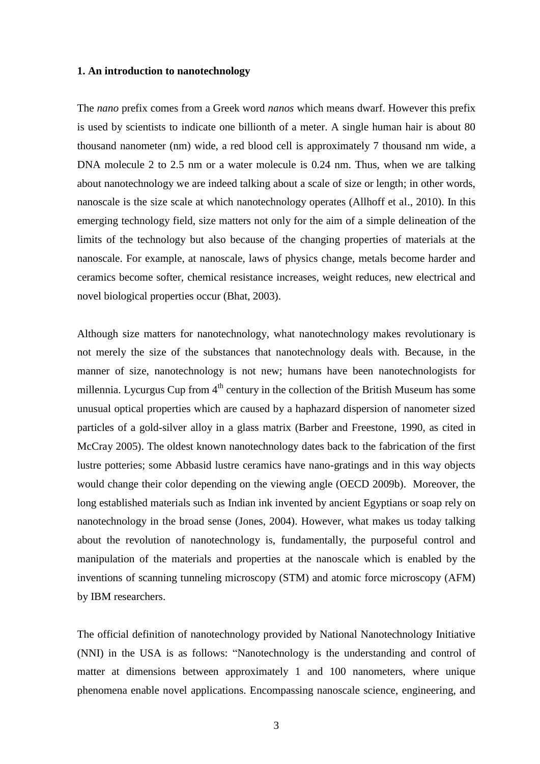**1. An introduction to nanotechnology**

The *nano* prefix comes from a Greek word *nanos* which means dwarf. However this prefix is used by scientists to indicate one billionth of a meter. A single human hair is about 80 thousand nanometer (nm) wide, a red blood cell is approximately 7 thousand nm wide, a DNA molecule 2 to 2.5 nm or a water molecule is 0.24 nm. Thus, when we are talking about nanotechnology we are indeed talking about a scale of size or length; in other words, nanoscale is the size scale at which nanotechnology operates (Allhoff et al., 2010). In this emerging technology field, size matters not only for the aim of a simple delineation of the limits of the technology but also because of the changing properties of materials at the nanoscale. For example, at nanoscale, laws of physics change, metals become harder and ceramics become softer, chemical resistance increases, weight reduces, new electrical and novel biological properties occur (Bhat, 2003).

Although size matters for nanotechnology, what nanotechnology makes revolutionary is not merely the size of the substances that nanotechnology deals with. Because, in the manner of size, nanotechnology is not new; humans have been nanotechnologists for millennia. Lycurgus Cup from 4th century in the collection of the British Museum has some unusual optical properties which are caused by a haphazard dispersion of nanometer sized particles of a gold-silver alloy in a glass matrix (Barber and Freestone, 1990, as cited in McCray 2005). The oldest known nanotechnology dates back to the fabrication of the first lustre potteries; some Abbasid lustre ceramics have nano-gratings and in this way objects would change their color depending on the viewing angle (OECD 2009b). Moreover, the long established materials such as Indian ink invented by ancient Egyptians or soap rely on nanotechnology in the broad sense (Jones, 2004). However, what makes us today talking about the revolution of nanotechnology is, fundamentally, the purposeful control and manipulation of the materials and properties at the nanoscale which is enabled by the inventions of scanning tunneling microscopy (STM) and atomic force microscopy (AFM) by IBM researchers.

The official definition of nanotechnology provided by National Nanotechnology Initiative (NNI) in the USA is as follows: "Nanotechnology is the understanding and control of matter at dimensions between approximately 1 and 100 nanometers, where unique phenomena enable novel applications. Encompassing nanoscale science, engineering, and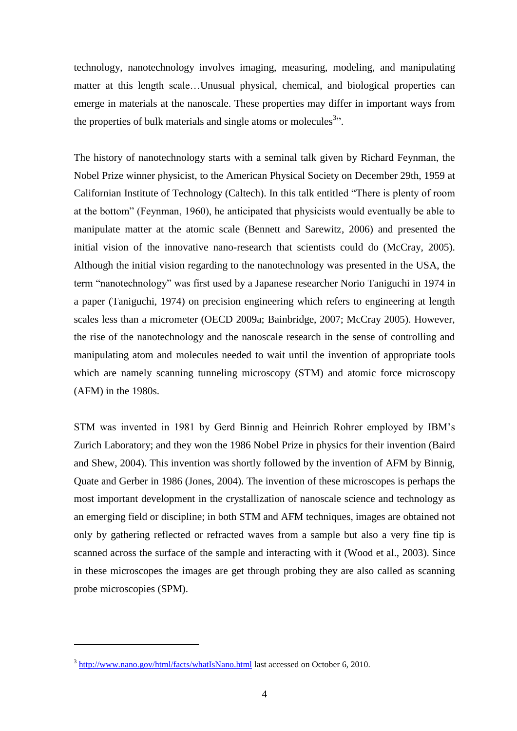technology, nanotechnology involves imaging, measuring, modeling, and manipulating matter at this length scale…Unusual physical, chemical, and biological properties can emerge in materials at the nanoscale. These properties may differ in important ways from the properties of bulk materials and single atoms or molecules[3]".

The history of nanotechnology starts with a seminal talk given by Richard Feynman, the Nobel Prize winner physicist, to the American Physical Society on December 29th, 1959 at Californian Institute of Technology (Caltech). In this talk entitled "There is plenty of room at the bottom" (Feynman, 1960), he anticipated that physicists would eventually be able to manipulate matter at the atomic scale (Bennett and Sarewitz, 2006) and presented the initial vision of the innovative nano-research that scientists could do (McCray, 2005). Although the initial vision regarding to the nanotechnology was presented in the USA, the term "nanotechnology" was first used by a Japanese researcher Norio Taniguchi in 1974 in a paper (Taniguchi, 1974) on precision engineering which refers to engineering at length scales less than a micrometer (OECD 2009a; Bainbridge, 2007; McCray 2005). However, the rise of the nanotechnology and the nanoscale research in the sense of controlling and manipulating atom and molecules needed to wait until the invention of appropriate tools which are namely scanning tunneling microscopy (STM) and atomic force microscopy (AFM) in the 1980s.

STM was invented in 1981 by Gerd Binnig and Heinrich Rohrer employed by IBM's Zurich Laboratory; and they won the 1986 Nobel Prize in physics for their invention (Baird and Shew, 2004). This invention was shortly followed by the invention of AFM by Binnig, Quate and Gerber in 1986 (Jones, 2004). The invention of these microscopes is perhaps the most important development in the crystallization of nanoscale science and technology as an emerging field or discipline; in both STM and AFM techniques, images are obtained not only by gathering reflected or refracted waves from a sample but also a very fine tip is scanned across the surface of the sample and interacting with it (Wood et al., 2003). Since in these microscopes the images are get through probing they are also called as scanning probe microscopies (SPM).

---

[3] http://www.nano.gov/html/facts/whatIsNano.html last accessed on October 6, 2010.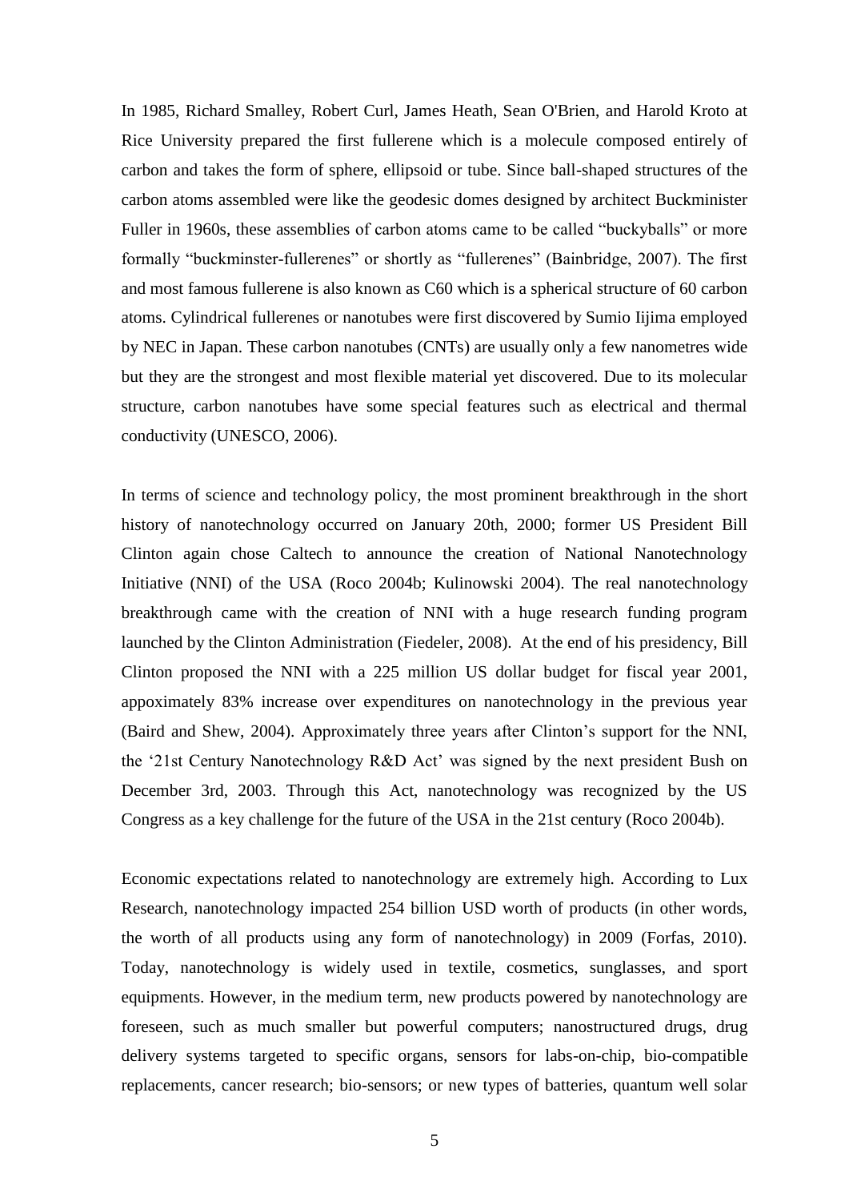In 1985, Richard Smalley, Robert Curl, James Heath, Sean O'Brien, and Harold Kroto at Rice University prepared the first fullerene which is a molecule composed entirely of carbon and takes the form of sphere, ellipsoid or tube. Since ball-shaped structures of the carbon atoms assembled were like the geodesic domes designed by architect Buckminister Fuller in 1960s, these assemblies of carbon atoms came to be called "buckyballs" or more formally "buckminster-fullerenes" or shortly as "fullerenes" (Bainbridge, 2007). The first and most famous fullerene is also known as C60 which is a spherical structure of 60 carbon atoms. Cylindrical fullerenes or nanotubes were first discovered by Sumio Iijima employed by NEC in Japan. These carbon nanotubes (CNTs) are usually only a few nanometres wide but they are the strongest and most flexible material yet discovered. Due to its molecular structure, carbon nanotubes have some special features such as electrical and thermal conductivity (UNESCO, 2006).

In terms of science and technology policy, the most prominent breakthrough in the short history of nanotechnology occurred on January 20th, 2000; former US President Bill Clinton again chose Caltech to announce the creation of National Nanotechnology Initiative (NNI) of the USA (Roco 2004b; Kulinowski 2004). The real nanotechnology breakthrough came with the creation of NNI with a huge research funding program launched by the Clinton Administration (Fiedeler, 2008). At the end of his presidency, Bill Clinton proposed the NNI with a 225 million US dollar budget for fiscal year 2001, appoximately 83% increase over expenditures on nanotechnology in the previous year (Baird and Shew, 2004). Approximately three years after Clinton's support for the NNI, the '21st Century Nanotechnology R&D Act' was signed by the next president Bush on December 3rd, 2003. Through this Act, nanotechnology was recognized by the US Congress as a key challenge for the future of the USA in the 21st century (Roco 2004b).

Economic expectations related to nanotechnology are extremely high. According to Lux Research, nanotechnology impacted 254 billion USD worth of products (in other words, the worth of all products using any form of nanotechnology) in 2009 (Forfas, 2010). Today, nanotechnology is widely used in textile, cosmetics, sunglasses, and sport equipments. However, in the medium term, new products powered by nanotechnology are foreseen, such as much smaller but powerful computers; nanostructured drugs, drug delivery systems targeted to specific organs, sensors for labs-on-chip, bio-compatible replacements, cancer research; bio-sensors; or new types of batteries, quantum well solar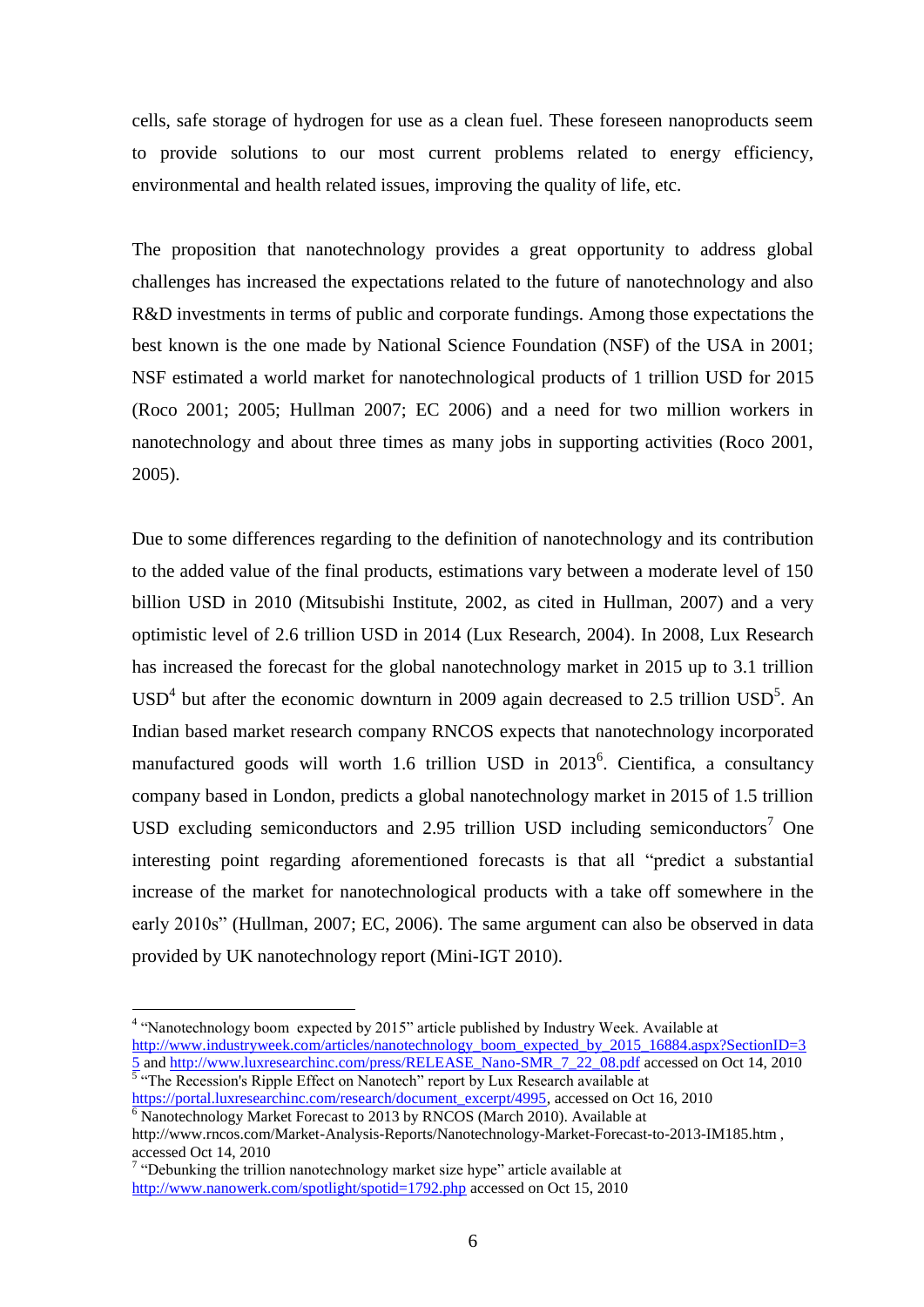cells, safe storage of hydrogen for use as a clean fuel. These foreseen nanoproducts seem to provide solutions to our most current problems related to energy efficiency, environmental and health related issues, improving the quality of life, etc.

The proposition that nanotechnology provides a great opportunity to address global challenges has increased the expectations related to the future of nanotechnology and also R&D investments in terms of public and corporate fundings. Among those expectations the best known is the one made by National Science Foundation (NSF) of the USA in 2001; NSF estimated a world market for nanotechnological products of 1 trillion USD for 2015 (Roco 2001; 2005; Hullman 2007; EC 2006) and a need for two million workers in nanotechnology and about three times as many jobs in supporting activities (Roco 2001, 2005).

Due to some differences regarding to the definition of nanotechnology and its contribution to the added value of the final products, estimations vary between a moderate level of 150 billion USD in 2010 (Mitsubishi Institute, 2002, as cited in Hullman, 2007) and a very optimistic level of 2.6 trillion USD in 2014 (Lux Research, 2004). In 2008, Lux Research has increased the forecast for the global nanotechnology market in 2015 up to 3.1 trillion USD[4] but after the economic downturn in 2009 again decreased to 2.5 trillion USD[5]. An Indian based market research company RNCOS expects that nanotechnology incorporated manufactured goods will worth 1.6 trillion USD in 2013[6]. Cientifica, a consultancy company based in London, predicts a global nanotechnology market in 2015 of 1.5 trillion USD excluding semiconductors and 2.95 trillion USD including semiconductors[7] One interesting point regarding aforementioned forecasts is that all "predict a substantial increase of the market for nanotechnological products with a take off somewhere in the early 2010s" (Hullman, 2007; EC, 2006). The same argument can also be observed in data provided by UK nanotechnology report (Mini-IGT 2010).

---

[4] "Nanotechnology boom expected by 2015" article published by Industry Week. Available at http://www.industryweek.com/articles/nanotechnology_boom_expected_by_2015_16884.aspx?SectionID=35 and http://www.luxresearchinc.com/press/RELEASE_Nano-SMR_7_22_08.pdf accessed on Oct 14, 2010

[5] "The Recession's Ripple Effect on Nanotech" report by Lux Research available at https://portal.luxresearchinc.com/research/document_excerpt/4995, accessed on Oct 16, 2010

[6] Nanotechnology Market Forecast to 2013 by RNCOS (March 2010). Available at http://www.rncos.com/Market-Analysis-Reports/Nanotechnology-Market-Forecast-to-2013-IM185.htm , accessed Oct 14, 2010

[7] "Debunking the trillion nanotechnology market size hype" article available at http://www.nanowerk.com/spotlight/spotid=1792.php accessed on Oct 15, 2010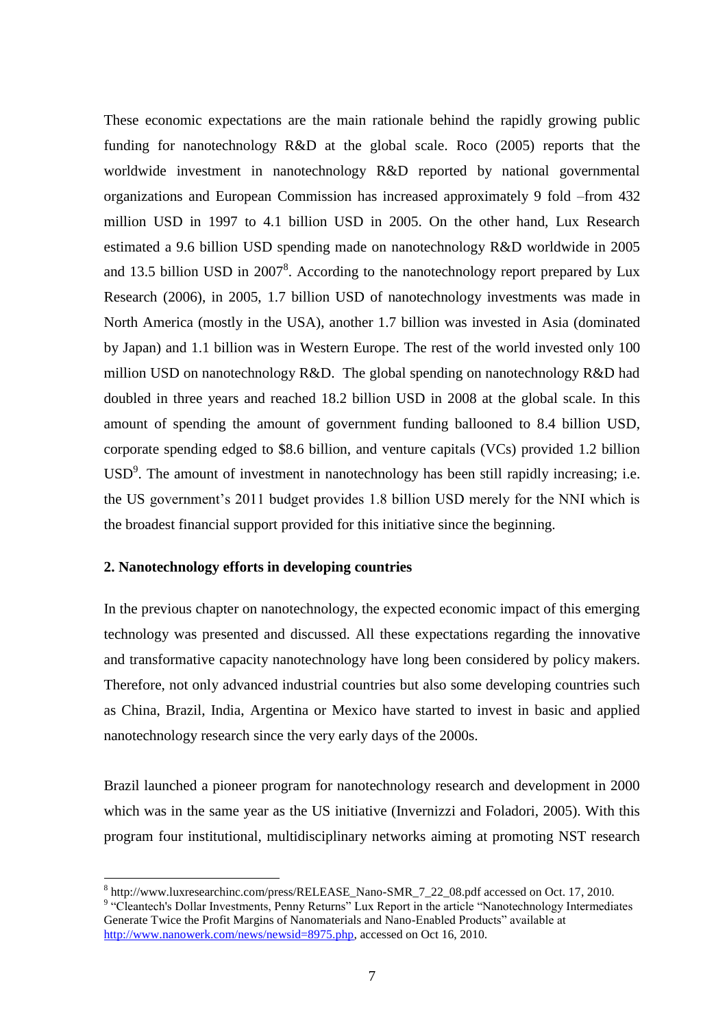These economic expectations are the main rationale behind the rapidly growing public funding for nanotechnology R&D at the global scale. Roco (2005) reports that the worldwide investment in nanotechnology R&D reported by national governmental organizations and European Commission has increased approximately 9 fold –from 432 million USD in 1997 to 4.1 billion USD in 2005. On the other hand, Lux Research estimated a 9.6 billion USD spending made on nanotechnology R&D worldwide in 2005 and 13.5 billion USD in 2007[8]. According to the nanotechnology report prepared by Lux Research (2006), in 2005, 1.7 billion USD of nanotechnology investments was made in North America (mostly in the USA), another 1.7 billion was invested in Asia (dominated by Japan) and 1.1 billion was in Western Europe. The rest of the world invested only 100 million USD on nanotechnology R&D. The global spending on nanotechnology R&D had doubled in three years and reached 18.2 billion USD in 2008 at the global scale. In this amount of spending the amount of government funding ballooned to 8.4 billion USD, corporate spending edged to $8.6 billion, and venture capitals (VCs) provided 1.2 billion USD[9]. The amount of investment in nanotechnology has been still rapidly increasing; i.e. the US government's 2011 budget provides 1.8 billion USD merely for the NNI which is the broadest financial support provided for this initiative since the beginning.

## 2. Nanotechnology efforts in developing countries

In the previous chapter on nanotechnology, the expected economic impact of this emerging technology was presented and discussed. All these expectations regarding the innovative and transformative capacity nanotechnology have long been considered by policy makers. Therefore, not only advanced industrial countries but also some developing countries such as China, Brazil, India, Argentina or Mexico have started to invest in basic and applied nanotechnology research since the very early days of the 2000s.

Brazil launched a pioneer program for nanotechnology research and development in 2000 which was in the same year as the US initiative (Invernizzi and Foladori, 2005). With this program four institutional, multidisciplinary networks aiming at promoting NST research

---

[8] http://www.luxresearchinc.com/press/RELEASE_Nano-SMR_7_22_08.pdf accessed on Oct. 17, 2010.

[9] "Cleantech's Dollar Investments, Penny Returns" Lux Report in the article "Nanotechnology Intermediates Generate Twice the Profit Margins of Nanomaterials and Nano-Enabled Products" available at http://www.nanowerk.com/news/newsid=8975.php, accessed on Oct 16, 2010.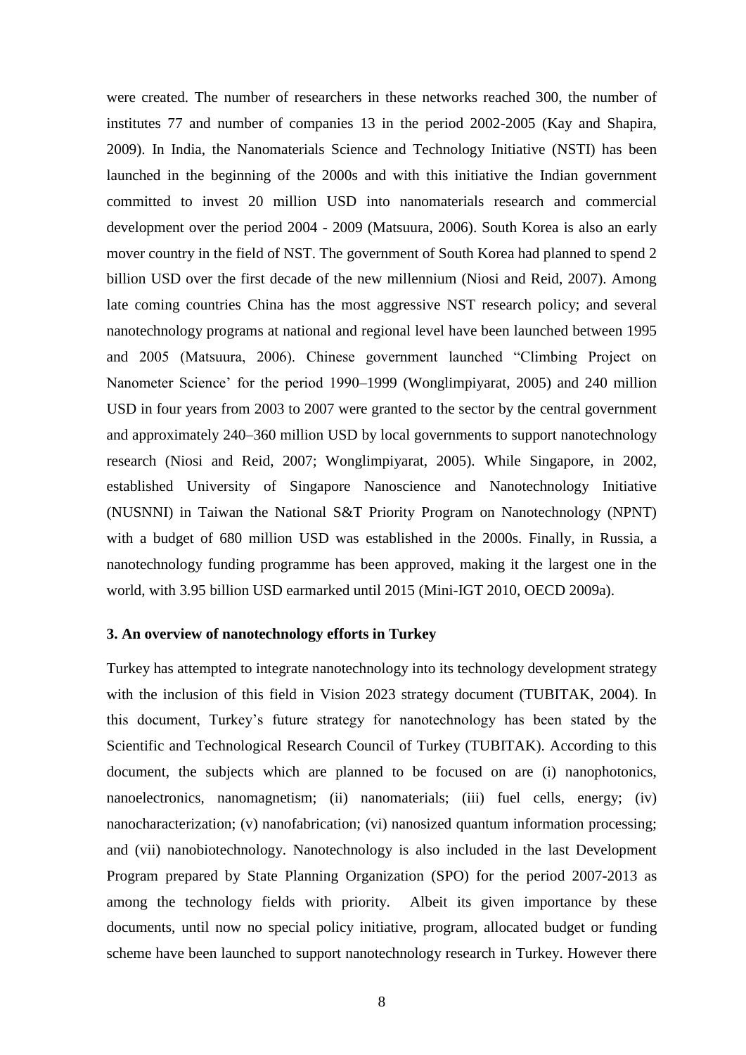were created. The number of researchers in these networks reached 300, the number of institutes 77 and number of companies 13 in the period 2002-2005 (Kay and Shapira, 2009). In India, the Nanomaterials Science and Technology Initiative (NSTI) has been launched in the beginning of the 2000s and with this initiative the Indian government committed to invest 20 million USD into nanomaterials research and commercial development over the period 2004 - 2009 (Matsuura, 2006). South Korea is also an early mover country in the field of NST. The government of South Korea had planned to spend 2 billion USD over the first decade of the new millennium (Niosi and Reid, 2007). Among late coming countries China has the most aggressive NST research policy; and several nanotechnology programs at national and regional level have been launched between 1995 and 2005 (Matsuura, 2006). Chinese government launched "Climbing Project on Nanometer Science' for the period 1990–1999 (Wonglimpiyarat, 2005) and 240 million USD in four years from 2003 to 2007 were granted to the sector by the central government and approximately 240–360 million USD by local governments to support nanotechnology research (Niosi and Reid, 2007; Wonglimpiyarat, 2005). While Singapore, in 2002, established University of Singapore Nanoscience and Nanotechnology Initiative (NUSNNI) in Taiwan the National S&T Priority Program on Nanotechnology (NPNT) with a budget of 680 million USD was established in the 2000s. Finally, in Russia, a nanotechnology funding programme has been approved, making it the largest one in the world, with 3.95 billion USD earmarked until 2015 (Mini-IGT 2010, OECD 2009a).

## 3. An overview of nanotechnology efforts in Turkey

Turkey has attempted to integrate nanotechnology into its technology development strategy with the inclusion of this field in Vision 2023 strategy document (TUBITAK, 2004). In this document, Turkey's future strategy for nanotechnology has been stated by the Scientific and Technological Research Council of Turkey (TUBITAK). According to this document, the subjects which are planned to be focused on are (i) nanophotonics, nanoelectronics, nanomagnetism; (ii) nanomaterials; (iii) fuel cells, energy; (iv) nanocharacterization; (v) nanofabrication; (vi) nanosized quantum information processing; and (vii) nanobiotechnology. Nanotechnology is also included in the last Development Program prepared by State Planning Organization (SPO) for the period 2007-2013 as among the technology fields with priority. Albeit its given importance by these documents, until now no special policy initiative, program, allocated budget or funding scheme have been launched to support nanotechnology research in Turkey. However there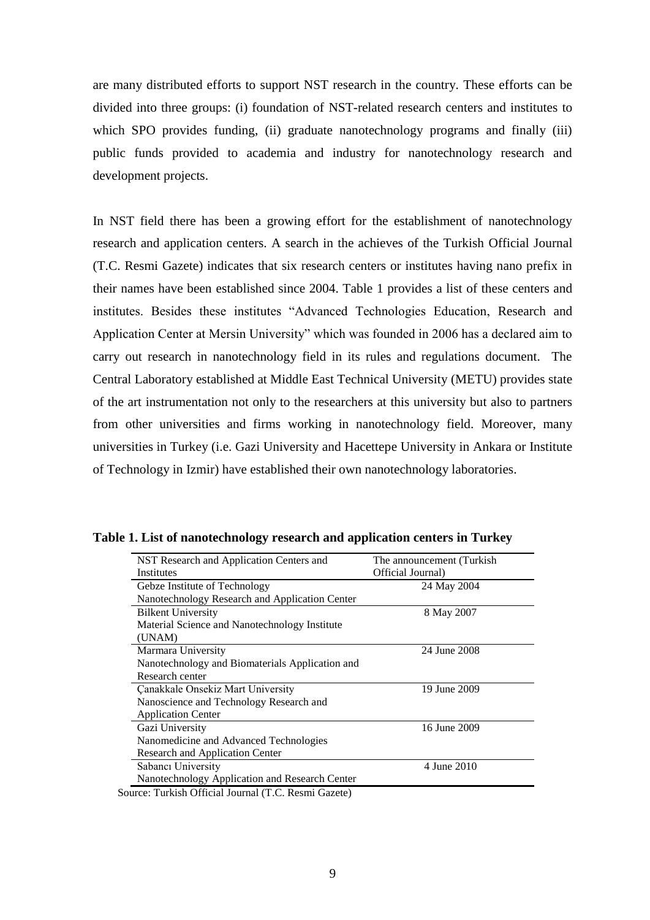are many distributed efforts to support NST research in the country. These efforts can be divided into three groups: (i) foundation of NST-related research centers and institutes to which SPO provides funding, (ii) graduate nanotechnology programs and finally (iii) public funds provided to academia and industry for nanotechnology research and development projects.

In NST field there has been a growing effort for the establishment of nanotechnology research and application centers. A search in the achieves of the Turkish Official Journal (T.C. Resmi Gazete) indicates that six research centers or institutes having nano prefix in their names have been established since 2004. Table 1 provides a list of these centers and institutes. Besides these institutes "Advanced Technologies Education, Research and Application Center at Mersin University" which was founded in 2006 has a declared aim to carry out research in nanotechnology field in its rules and regulations document. The Central Laboratory established at Middle East Technical University (METU) provides state of the art instrumentation not only to the researchers at this university but also to partners from other universities and firms working in nanotechnology field. Moreover, many universities in Turkey (i.e. Gazi University and Hacettepe University in Ankara or Institute of Technology in Izmir) have established their own nanotechnology laboratories.

**Table 1. List of nanotechnology research and application centers in Turkey**

| NST Research and Application Centers and Institutes | The announcement (Turkish Official Journal) |
|---|---|
| Gebze Institute of Technology Nanotechnology Research and Application Center | 24 May 2004 |
| Bilkent University Material Science and Nanotechnology Institute (UNAM) | 8 May 2007 |
| Marmara University Nanotechnology and Biomaterials Application and Research center | 24 June 2008 |
| Çanakkale Onsekiz Mart University Nanoscience and Technology Research and Application Center | 19 June 2009 |
| Gazi University Nanomedicine and Advanced Technologies Research and Application Center | 16 June 2009 |
| Sabancı University Nanotechnology Application and Research Center | 4 June 2010 |

Source: Turkish Official Journal (T.C. Resmi Gazete)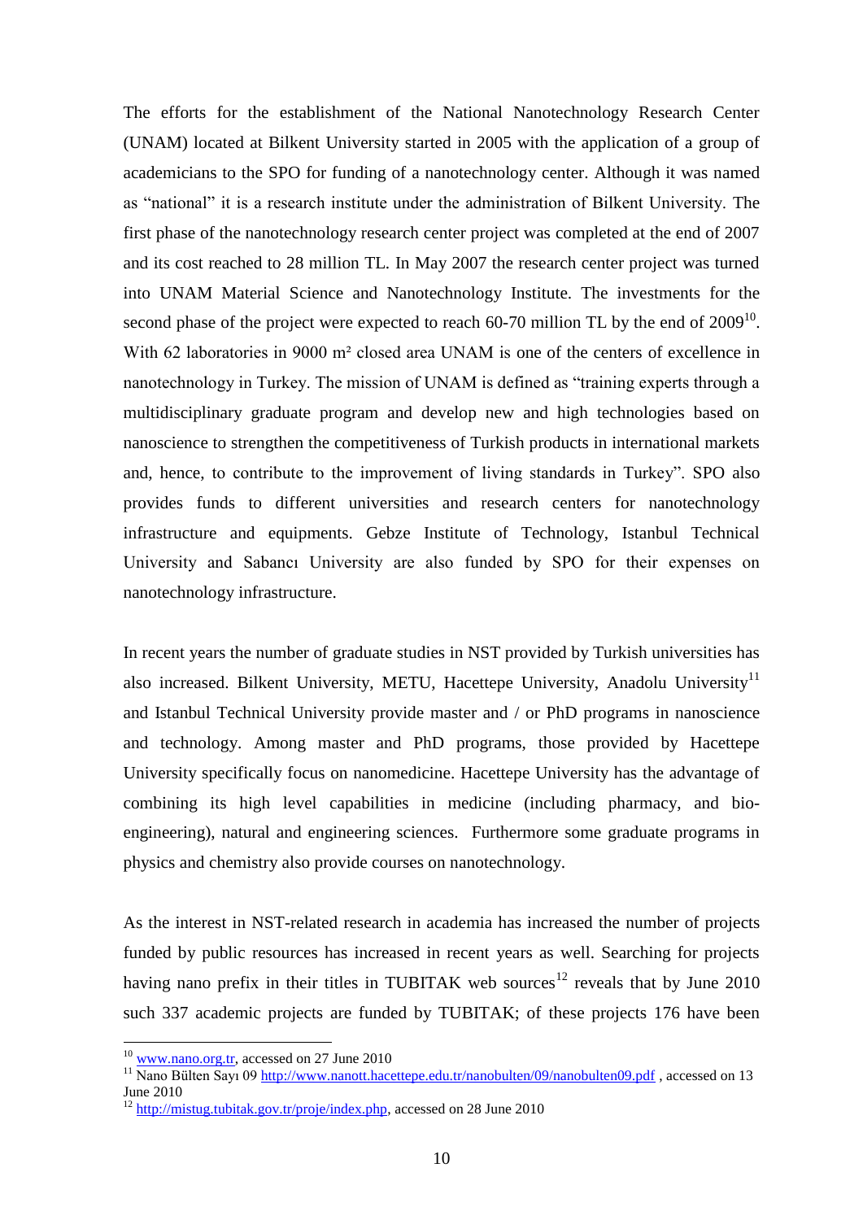The efforts for the establishment of the National Nanotechnology Research Center (UNAM) located at Bilkent University started in 2005 with the application of a group of academicians to the SPO for funding of a nanotechnology center. Although it was named as "national" it is a research institute under the administration of Bilkent University. The first phase of the nanotechnology research center project was completed at the end of 2007 and its cost reached to 28 million TL. In May 2007 the research center project was turned into UNAM Material Science and Nanotechnology Institute. The investments for the second phase of the project were expected to reach 60-70 million TL by the end of 2009[10]. With 62 laboratories in 9000 m² closed area UNAM is one of the centers of excellence in nanotechnology in Turkey. The mission of UNAM is defined as "training experts through a multidisciplinary graduate program and develop new and high technologies based on nanoscience to strengthen the competitiveness of Turkish products in international markets and, hence, to contribute to the improvement of living standards in Turkey". SPO also provides funds to different universities and research centers for nanotechnology infrastructure and equipments. Gebze Institute of Technology, Istanbul Technical University and Sabancı University are also funded by SPO for their expenses on nanotechnology infrastructure.

In recent years the number of graduate studies in NST provided by Turkish universities has also increased. Bilkent University, METU, Hacettepe University, Anadolu University[11] and Istanbul Technical University provide master and / or PhD programs in nanoscience and technology. Among master and PhD programs, those provided by Hacettepe University specifically focus on nanomedicine. Hacettepe University has the advantage of combining its high level capabilities in medicine (including pharmacy, and bio-engineering), natural and engineering sciences. Furthermore some graduate programs in physics and chemistry also provide courses on nanotechnology.

As the interest in NST-related research in academia has increased the number of projects funded by public resources has increased in recent years as well. Searching for projects having nano prefix in their titles in TUBITAK web sources[12] reveals that by June 2010 such 337 academic projects are funded by TUBITAK; of these projects 176 have been

---

[10] www.nano.org.tr, accessed on 27 June 2010

[11] Nano Bülten Sayı 09 http://www.nanott.hacettepe.edu.tr/nanobulten/09/nanobulten09.pdf , accessed on 13 June 2010

[12] http://mistug.tubitak.gov.tr/proje/index.php, accessed on 28 June 2010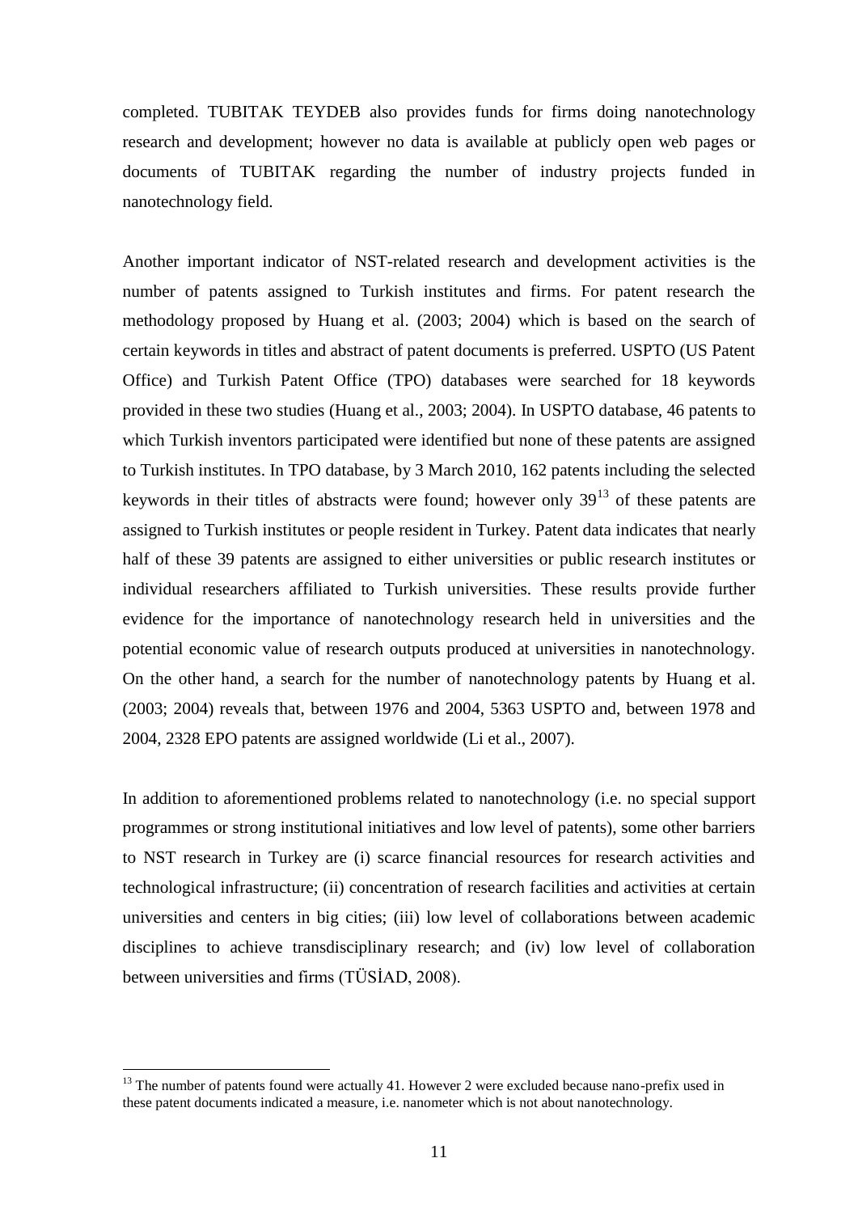completed. TUBITAK TEYDEB also provides funds for firms doing nanotechnology research and development; however no data is available at publicly open web pages or documents of TUBITAK regarding the number of industry projects funded in nanotechnology field.

Another important indicator of NST-related research and development activities is the number of patents assigned to Turkish institutes and firms. For patent research the methodology proposed by Huang et al. (2003; 2004) which is based on the search of certain keywords in titles and abstract of patent documents is preferred. USPTO (US Patent Office) and Turkish Patent Office (TPO) databases were searched for 18 keywords provided in these two studies (Huang et al., 2003; 2004). In USPTO database, 46 patents to which Turkish inventors participated were identified but none of these patents are assigned to Turkish institutes. In TPO database, by 3 March 2010, 162 patents including the selected keywords in their titles of abstracts were found; however only 39[13] of these patents are assigned to Turkish institutes or people resident in Turkey. Patent data indicates that nearly half of these 39 patents are assigned to either universities or public research institutes or individual researchers affiliated to Turkish universities. These results provide further evidence for the importance of nanotechnology research held in universities and the potential economic value of research outputs produced at universities in nanotechnology. On the other hand, a search for the number of nanotechnology patents by Huang et al. (2003; 2004) reveals that, between 1976 and 2004, 5363 USPTO and, between 1978 and 2004, 2328 EPO patents are assigned worldwide (Li et al., 2007).

In addition to aforementioned problems related to nanotechnology (i.e. no special support programmes or strong institutional initiatives and low level of patents), some other barriers to NST research in Turkey are (i) scarce financial resources for research activities and technological infrastructure; (ii) concentration of research facilities and activities at certain universities and centers in big cities; (iii) low level of collaborations between academic disciplines to achieve transdisciplinary research; and (iv) low level of collaboration between universities and firms (TÜSİAD, 2008).

[13] The number of patents found were actually 41. However 2 were excluded because nano-prefix used in these patent documents indicated a measure, i.e. nanometer which is not about nanotechnology.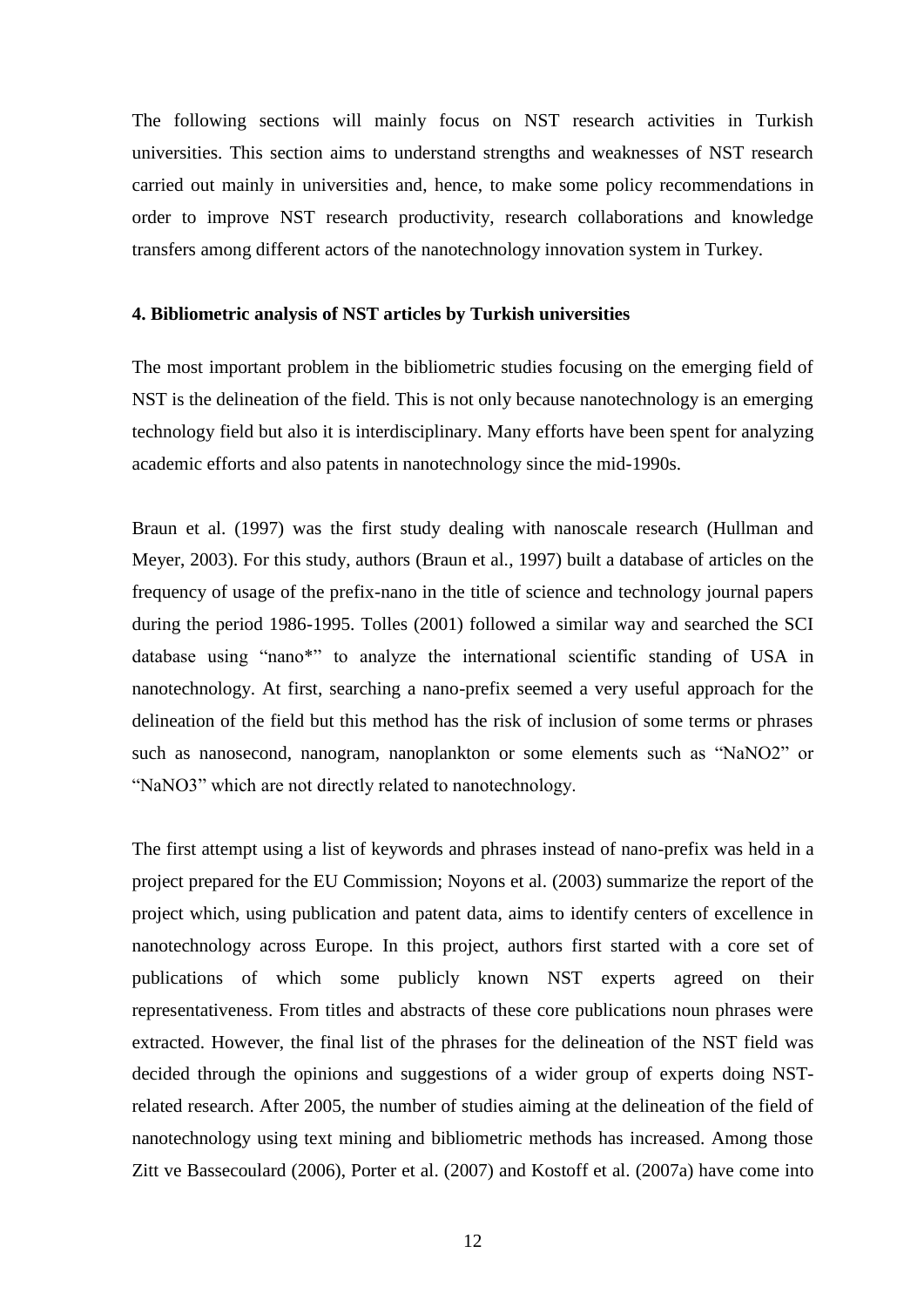The following sections will mainly focus on NST research activities in Turkish universities. This section aims to understand strengths and weaknesses of NST research carried out mainly in universities and, hence, to make some policy recommendations in order to improve NST research productivity, research collaborations and knowledge transfers among different actors of the nanotechnology innovation system in Turkey.

## 4. Bibliometric analysis of NST articles by Turkish universities

The most important problem in the bibliometric studies focusing on the emerging field of NST is the delineation of the field. This is not only because nanotechnology is an emerging technology field but also it is interdisciplinary. Many efforts have been spent for analyzing academic efforts and also patents in nanotechnology since the mid-1990s.

Braun et al. (1997) was the first study dealing with nanoscale research (Hullman and Meyer, 2003). For this study, authors (Braun et al., 1997) built a database of articles on the frequency of usage of the prefix-nano in the title of science and technology journal papers during the period 1986-1995. Tolles (2001) followed a similar way and searched the SCI database using "nano*" to analyze the international scientific standing of USA in nanotechnology. At first, searching a nano-prefix seemed a very useful approach for the delineation of the field but this method has the risk of inclusion of some terms or phrases such as nanosecond, nanogram, nanoplankton or some elements such as "NaNO2" or "NaNO3" which are not directly related to nanotechnology.

The first attempt using a list of keywords and phrases instead of nano-prefix was held in a project prepared for the EU Commission; Noyons et al. (2003) summarize the report of the project which, using publication and patent data, aims to identify centers of excellence in nanotechnology across Europe. In this project, authors first started with a core set of publications of which some publicly known NST experts agreed on their representativeness. From titles and abstracts of these core publications noun phrases were extracted. However, the final list of the phrases for the delineation of the NST field was decided through the opinions and suggestions of a wider group of experts doing NST-related research. After 2005, the number of studies aiming at the delineation of the field of nanotechnology using text mining and bibliometric methods has increased. Among those Zitt ve Bassecoulard (2006), Porter et al. (2007) and Kostoff et al. (2007a) have come into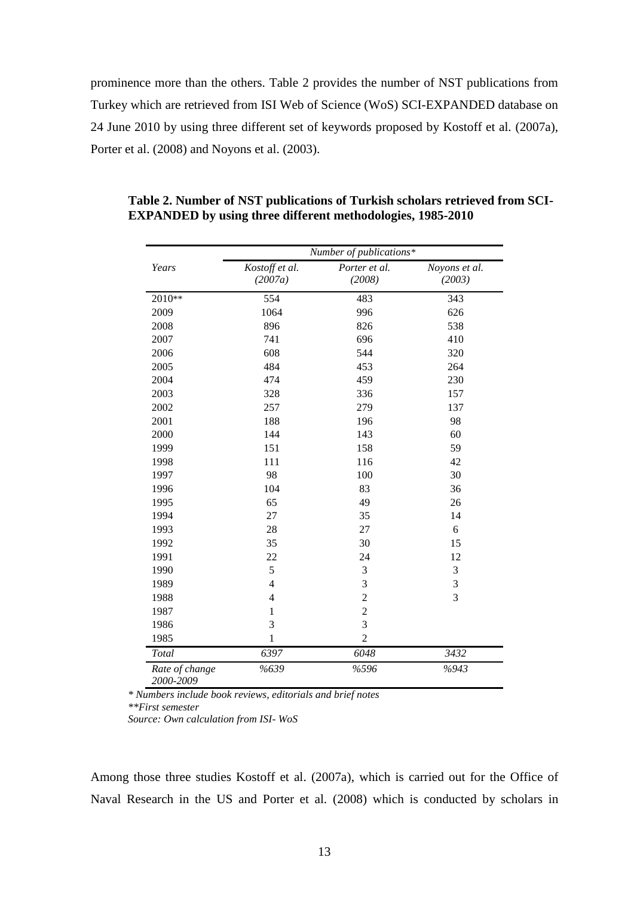prominence more than the others. Table 2 provides the number of NST publications from Turkey which are retrieved from ISI Web of Science (WoS) SCI-EXPANDED database on 24 June 2010 by using three different set of keywords proposed by Kostoff et al. (2007a), Porter et al. (2008) and Noyons et al. (2003).

**Table 2. Number of NST publications of Turkish scholars retrieved from SCI-EXPANDED by using three different methodologies, 1985-2010**

| | *Number of publications\** | | |
|---|---|---|---|
| *Years* | *Kostoff et al. (2007a)* | *Porter et al. (2008)* | *Noyons et al. (2003)* |
| 2010** | 554 | 483 | 343 |
| 2009 | 1064 | 996 | 626 |
| 2008 | 896 | 826 | 538 |
| 2007 | 741 | 696 | 410 |
| 2006 | 608 | 544 | 320 |
| 2005 | 484 | 453 | 264 |
| 2004 | 474 | 459 | 230 |
| 2003 | 328 | 336 | 157 |
| 2002 | 257 | 279 | 137 |
| 2001 | 188 | 196 | 98 |
| 2000 | 144 | 143 | 60 |
| 1999 | 151 | 158 | 59 |
| 1998 | 111 | 116 | 42 |
| 1997 | 98 | 100 | 30 |
| 1996 | 104 | 83 | 36 |
| 1995 | 65 | 49 | 26 |
| 1994 | 27 | 35 | 14 |
| 1993 | 28 | 27 | 6 |
| 1992 | 35 | 30 | 15 |
| 1991 | 22 | 24 | 12 |
| 1990 | 5 | 3 | 3 |
| 1989 | 4 | 3 | 3 |
| 1988 | 4 | 2 | 3 |
| 1987 | 1 | 2 | |
| 1986 | 3 | 3 | |
| 1985 | 1 | 2 | |
| *Total* | *6397* | *6048* | *3432* |
| *Rate of change 2000-2009* | *%639* | *%596* | *%943* |

*\* Numbers include book reviews, editorials and brief notes*

*\*\*First semester*

*Source: Own calculation from ISI- WoS*

Among those three studies Kostoff et al. (2007a), which is carried out for the Office of Naval Research in the US and Porter et al. (2008) which is conducted by scholars in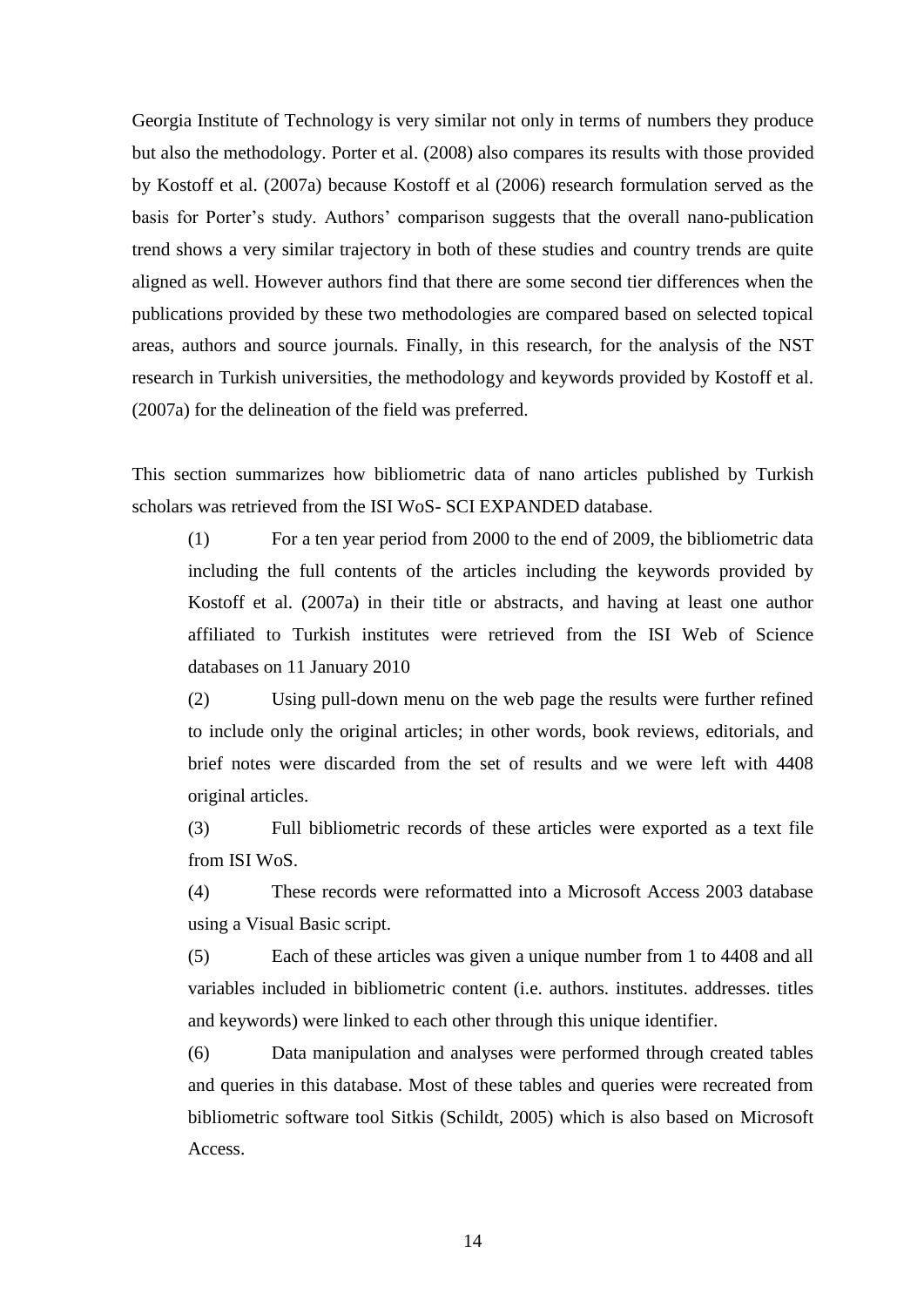Georgia Institute of Technology is very similar not only in terms of numbers they produce but also the methodology. Porter et al. (2008) also compares its results with those provided by Kostoff et al. (2007a) because Kostoff et al (2006) research formulation served as the basis for Porter's study. Authors' comparison suggests that the overall nano-publication trend shows a very similar trajectory in both of these studies and country trends are quite aligned as well. However authors find that there are some second tier differences when the publications provided by these two methodologies are compared based on selected topical areas, authors and source journals. Finally, in this research, for the analysis of the NST research in Turkish universities, the methodology and keywords provided by Kostoff et al. (2007a) for the delineation of the field was preferred.

This section summarizes how bibliometric data of nano articles published by Turkish scholars was retrieved from the ISI WoS- SCI EXPANDED database.

(1) For a ten year period from 2000 to the end of 2009, the bibliometric data including the full contents of the articles including the keywords provided by Kostoff et al. (2007a) in their title or abstracts, and having at least one author affiliated to Turkish institutes were retrieved from the ISI Web of Science databases on 11 January 2010

(2) Using pull-down menu on the web page the results were further refined to include only the original articles; in other words, book reviews, editorials, and brief notes were discarded from the set of results and we were left with 4408 original articles.

(3) Full bibliometric records of these articles were exported as a text file from ISI WoS.

(4) These records were reformatted into a Microsoft Access 2003 database using a Visual Basic script.

(5) Each of these articles was given a unique number from 1 to 4408 and all variables included in bibliometric content (i.e. authors. institutes. addresses. titles and keywords) were linked to each other through this unique identifier.

(6) Data manipulation and analyses were performed through created tables and queries in this database. Most of these tables and queries were recreated from bibliometric software tool Sitkis (Schildt, 2005) which is also based on Microsoft Access.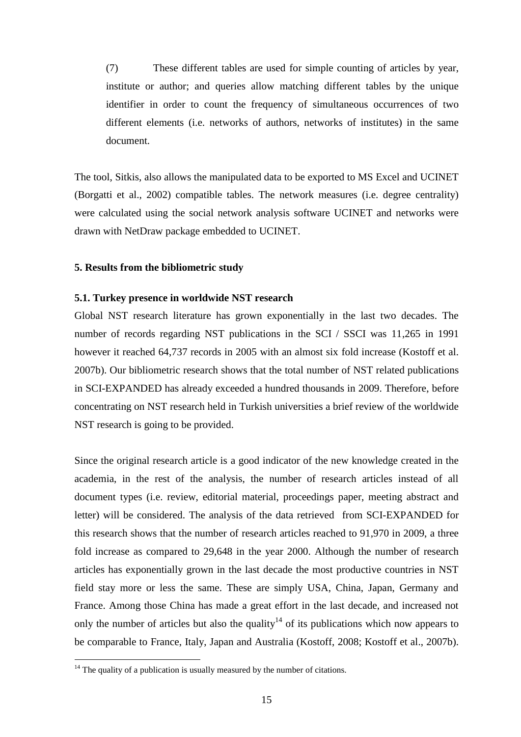(7) These different tables are used for simple counting of articles by year, institute or author; and queries allow matching different tables by the unique identifier in order to count the frequency of simultaneous occurrences of two different elements (i.e. networks of authors, networks of institutes) in the same document.

The tool, Sitkis, also allows the manipulated data to be exported to MS Excel and UCINET (Borgatti et al., 2002) compatible tables. The network measures (i.e. degree centrality) were calculated using the social network analysis software UCINET and networks were drawn with NetDraw package embedded to UCINET.

## 5. Results from the bibliometric study

### 5.1. Turkey presence in worldwide NST research

Global NST research literature has grown exponentially in the last two decades. The number of records regarding NST publications in the SCI / SSCI was 11,265 in 1991 however it reached 64,737 records in 2005 with an almost six fold increase (Kostoff et al. 2007b). Our bibliometric research shows that the total number of NST related publications in SCI-EXPANDED has already exceeded a hundred thousands in 2009. Therefore, before concentrating on NST research held in Turkish universities a brief review of the worldwide NST research is going to be provided.

Since the original research article is a good indicator of the new knowledge created in the academia, in the rest of the analysis, the number of research articles instead of all document types (i.e. review, editorial material, proceedings paper, meeting abstract and letter) will be considered. The analysis of the data retrieved from SCI-EXPANDED for this research shows that the number of research articles reached to 91,970 in 2009, a three fold increase as compared to 29,648 in the year 2000. Although the number of research articles has exponentially grown in the last decade the most productive countries in NST field stay more or less the same. These are simply USA, China, Japan, Germany and France. Among those China has made a great effort in the last decade, and increased not only the number of articles but also the quality[14] of its publications which now appears to be comparable to France, Italy, Japan and Australia (Kostoff, 2008; Kostoff et al., 2007b).

[14] The quality of a publication is usually measured by the number of citations.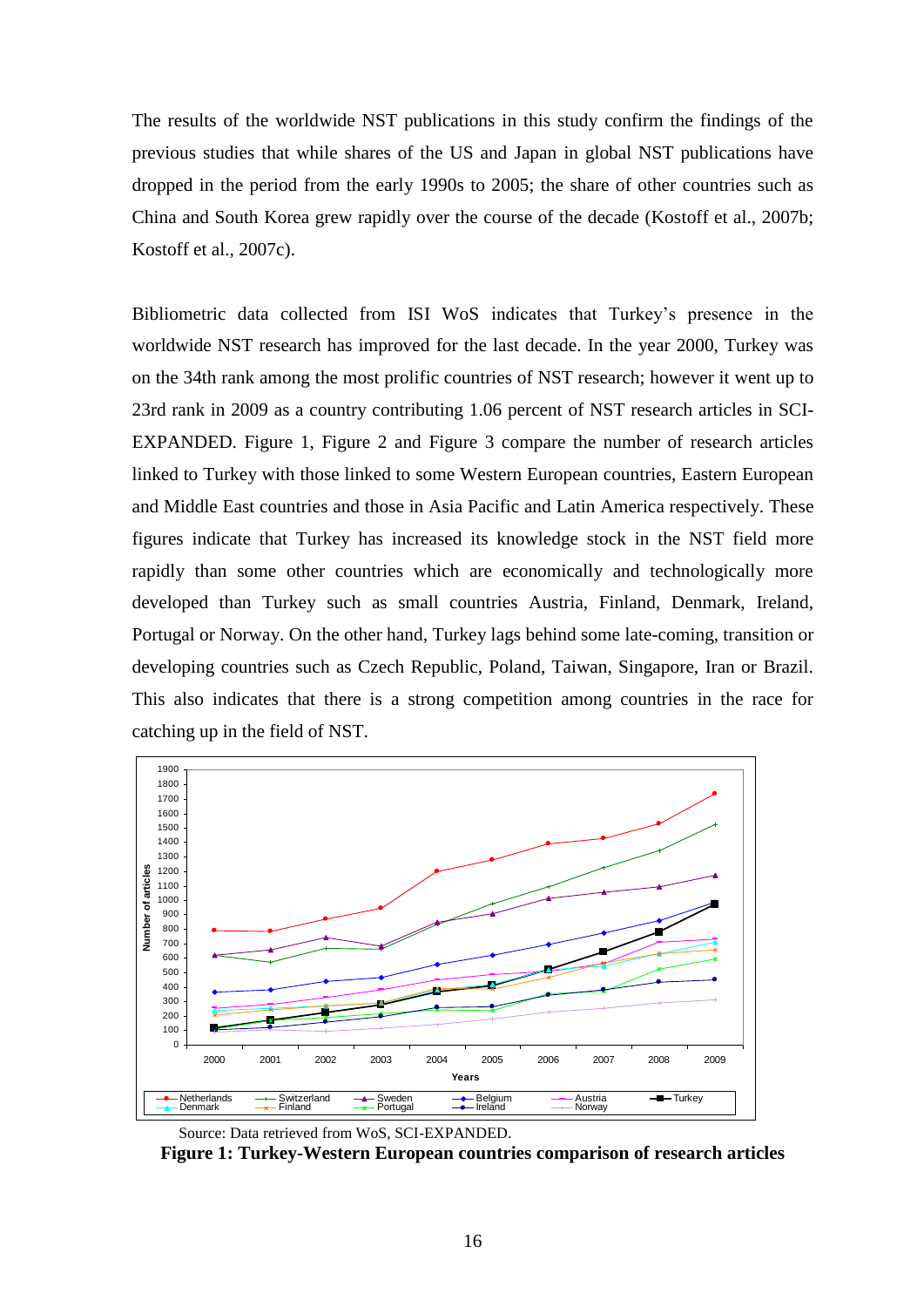The results of the worldwide NST publications in this study confirm the findings of the previous studies that while shares of the US and Japan in global NST publications have dropped in the period from the early 1990s to 2005; the share of other countries such as China and South Korea grew rapidly over the course of the decade (Kostoff et al., 2007b; Kostoff et al., 2007c).

Bibliometric data collected from ISI WoS indicates that Turkey's presence in the worldwide NST research has improved for the last decade. In the year 2000, Turkey was on the 34th rank among the most prolific countries of NST research; however it went up to 23rd rank in 2009 as a country contributing 1.06 percent of NST research articles in SCI-EXPANDED. Figure 1, Figure 2 and Figure 3 compare the number of research articles linked to Turkey with those linked to some Western European countries, Eastern European and Middle East countries and those in Asia Pacific and Latin America respectively. These figures indicate that Turkey has increased its knowledge stock in the NST field more rapidly than some other countries which are economically and technologically more developed than Turkey such as small countries Austria, Finland, Denmark, Ireland, Portugal or Norway. On the other hand, Turkey lags behind some late-coming, transition or developing countries such as Czech Republic, Poland, Taiwan, Singapore, Iran or Brazil. This also indicates that there is a strong competition among countries in the race for catching up in the field of NST.

Source: Data retrieved from WoS, SCI-EXPANDED.

**Figure 1: Turkey-Western European countries comparison of research articles**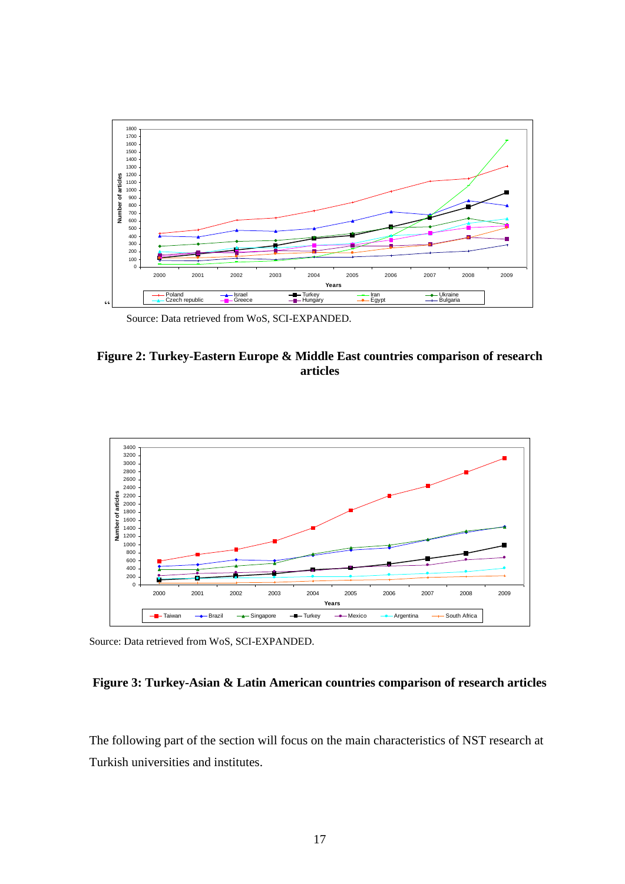Source: Data retrieved from WoS, SCI-EXPANDED.

**Figure 2: Turkey-Eastern Europe & Middle East countries comparison of research articles**

Source: Data retrieved from WoS, SCI-EXPANDED.

**Figure 3: Turkey-Asian & Latin American countries comparison of research articles**

The following part of the section will focus on the main characteristics of NST research at Turkish universities and institutes.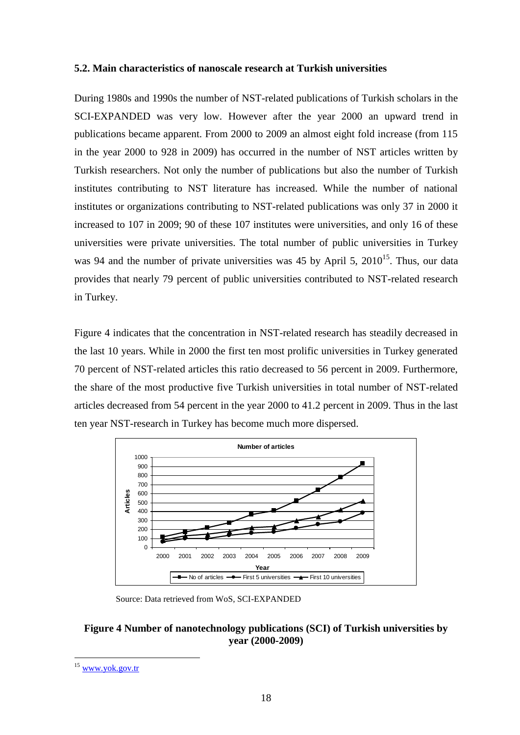### 5.2. Main characteristics of nanoscale research at Turkish universities

During 1980s and 1990s the number of NST-related publications of Turkish scholars in the SCI-EXPANDED was very low. However after the year 2000 an upward trend in publications became apparent. From 2000 to 2009 an almost eight fold increase (from 115 in the year 2000 to 928 in 2009) has occurred in the number of NST articles written by Turkish researchers. Not only the number of publications but also the number of Turkish institutes contributing to NST literature has increased. While the number of national institutes or organizations contributing to NST-related publications was only 37 in 2000 it increased to 107 in 2009; 90 of these 107 institutes were universities, and only 16 of these universities were private universities. The total number of public universities in Turkey was 94 and the number of private universities was 45 by April 5, 2010[15]. Thus, our data provides that nearly 79 percent of public universities contributed to NST-related research in Turkey.

Figure 4 indicates that the concentration in NST-related research has steadily decreased in the last 10 years. While in 2000 the first ten most prolific universities in Turkey generated 70 percent of NST-related articles this ratio decreased to 56 percent in 2009. Furthermore, the share of the most productive five Turkish universities in total number of NST-related articles decreased from 54 percent in the year 2000 to 41.2 percent in 2009. Thus in the last ten year NST-research in Turkey has become much more dispersed.

Source: Data retrieved from WoS, SCI-EXPANDED

**Figure 4 Number of nanotechnology publications (SCI) of Turkish universities by year (2000-2009)**

[15] www.yok.gov.tr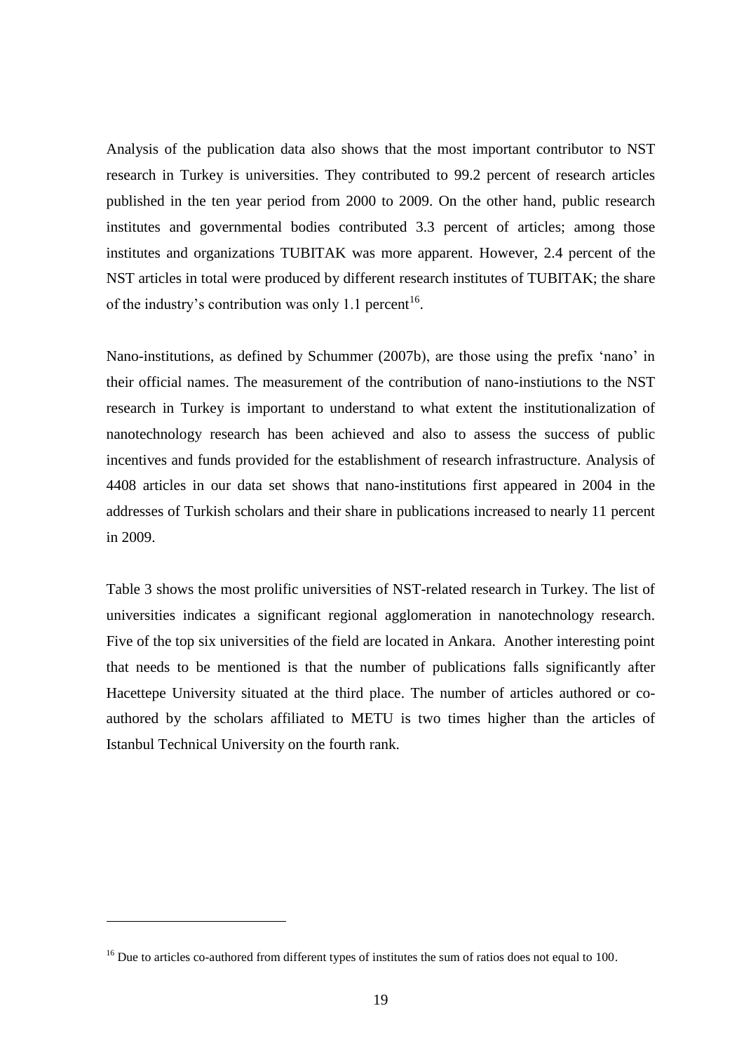Analysis of the publication data also shows that the most important contributor to NST research in Turkey is universities. They contributed to 99.2 percent of research articles published in the ten year period from 2000 to 2009. On the other hand, public research institutes and governmental bodies contributed 3.3 percent of articles; among those institutes and organizations TUBITAK was more apparent. However, 2.4 percent of the NST articles in total were produced by different research institutes of TUBITAK; the share of the industry's contribution was only 1.1 percent[16].

Nano-institutions, as defined by Schummer (2007b), are those using the prefix 'nano' in their official names. The measurement of the contribution of nano-instiutions to the NST research in Turkey is important to understand to what extent the institutionalization of nanotechnology research has been achieved and also to assess the success of public incentives and funds provided for the establishment of research infrastructure. Analysis of 4408 articles in our data set shows that nano-institutions first appeared in 2004 in the addresses of Turkish scholars and their share in publications increased to nearly 11 percent in 2009.

Table 3 shows the most prolific universities of NST-related research in Turkey. The list of universities indicates a significant regional agglomeration in nanotechnology research. Five of the top six universities of the field are located in Ankara. Another interesting point that needs to be mentioned is that the number of publications falls significantly after Hacettepe University situated at the third place. The number of articles authored or co-authored by the scholars affiliated to METU is two times higher than the articles of Istanbul Technical University on the fourth rank.

---

[16] Due to articles co-authored from different types of institutes the sum of ratios does not equal to 100.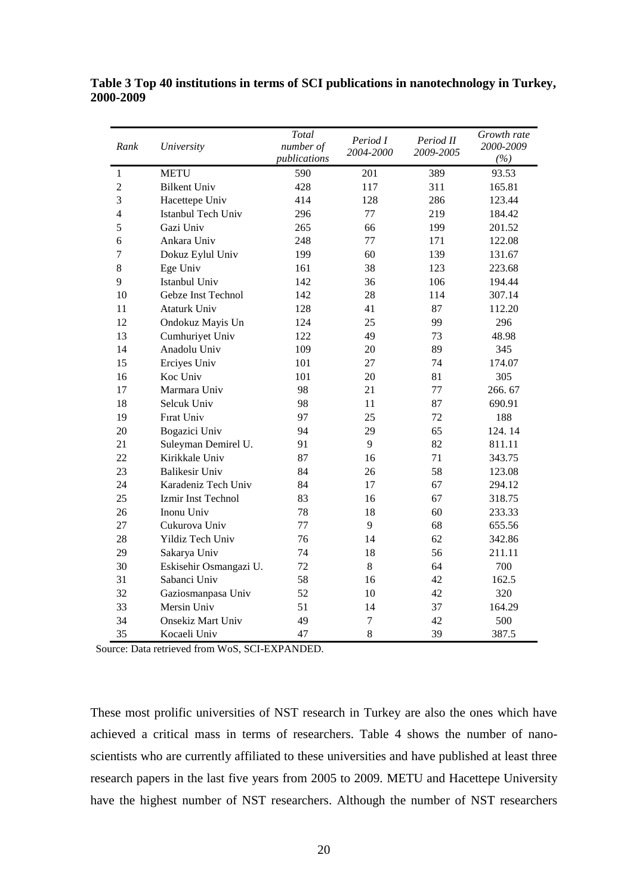**Table 3 Top 40 institutions in terms of SCI publications in nanotechnology in Turkey, 2000-2009**

| *Rank* | *University* | *Total number of publications* | *Period I 2004-2000* | *Period II 2009-2005* | *Growth rate 2000-2009 (%)* |
|---|---|---|---|---|---|
| 1 | METU | 590 | 201 | 389 | 93.53 |
| 2 | Bilkent Univ | 428 | 117 | 311 | 165.81 |
| 3 | Hacettepe Univ | 414 | 128 | 286 | 123.44 |
| 4 | Istanbul Tech Univ | 296 | 77 | 219 | 184.42 |
| 5 | Gazi Univ | 265 | 66 | 199 | 201.52 |
| 6 | Ankara Univ | 248 | 77 | 171 | 122.08 |
| 7 | Dokuz Eylul Univ | 199 | 60 | 139 | 131.67 |
| 8 | Ege Univ | 161 | 38 | 123 | 223.68 |
| 9 | Istanbul Univ | 142 | 36 | 106 | 194.44 |
| 10 | Gebze Inst Technol | 142 | 28 | 114 | 307.14 |
| 11 | Ataturk Univ | 128 | 41 | 87 | 112.20 |
| 12 | Ondokuz Mayis Un | 124 | 25 | 99 | 296 |
| 13 | Cumhuriyet Univ | 122 | 49 | 73 | 48.98 |
| 14 | Anadolu Univ | 109 | 20 | 89 | 345 |
| 15 | Erciyes Univ | 101 | 27 | 74 | 174.07 |
| 16 | Koc Univ | 101 | 20 | 81 | 305 |
| 17 | Marmara Univ | 98 | 21 | 77 | 266. 67 |
| 18 | Selcuk Univ | 98 | 11 | 87 | 690.91 |
| 19 | Fırat Univ | 97 | 25 | 72 | 188 |
| 20 | Bogazici Univ | 94 | 29 | 65 | 124. 14 |
| 21 | Suleyman Demirel U. | 91 | 9 | 82 | 811.11 |
| 22 | Kirikkale Univ | 87 | 16 | 71 | 343.75 |
| 23 | Balikesir Univ | 84 | 26 | 58 | 123.08 |
| 24 | Karadeniz Tech Univ | 84 | 17 | 67 | 294.12 |
| 25 | Izmir Inst Technol | 83 | 16 | 67 | 318.75 |
| 26 | Inonu Univ | 78 | 18 | 60 | 233.33 |
| 27 | Cukurova Univ | 77 | 9 | 68 | 655.56 |
| 28 | Yildiz Tech Univ | 76 | 14 | 62 | 342.86 |
| 29 | Sakarya Univ | 74 | 18 | 56 | 211.11 |
| 30 | Eskisehir Osmangazi U. | 72 | 8 | 64 | 700 |
| 31 | Sabanci Univ | 58 | 16 | 42 | 162.5 |
| 32 | Gaziosmanpasa Univ | 52 | 10 | 42 | 320 |
| 33 | Mersin Univ | 51 | 14 | 37 | 164.29 |
| 34 | Onsekiz Mart Univ | 49 | 7 | 42 | 500 |
| 35 | Kocaeli Univ | 47 | 8 | 39 | 387.5 |

Source: Data retrieved from WoS, SCI-EXPANDED.

These most prolific universities of NST research in Turkey are also the ones which have achieved a critical mass in terms of researchers. Table 4 shows the number of nano-scientists who are currently affiliated to these universities and have published at least three research papers in the last five years from 2005 to 2009. METU and Hacettepe University have the highest number of NST researchers. Although the number of NST researchers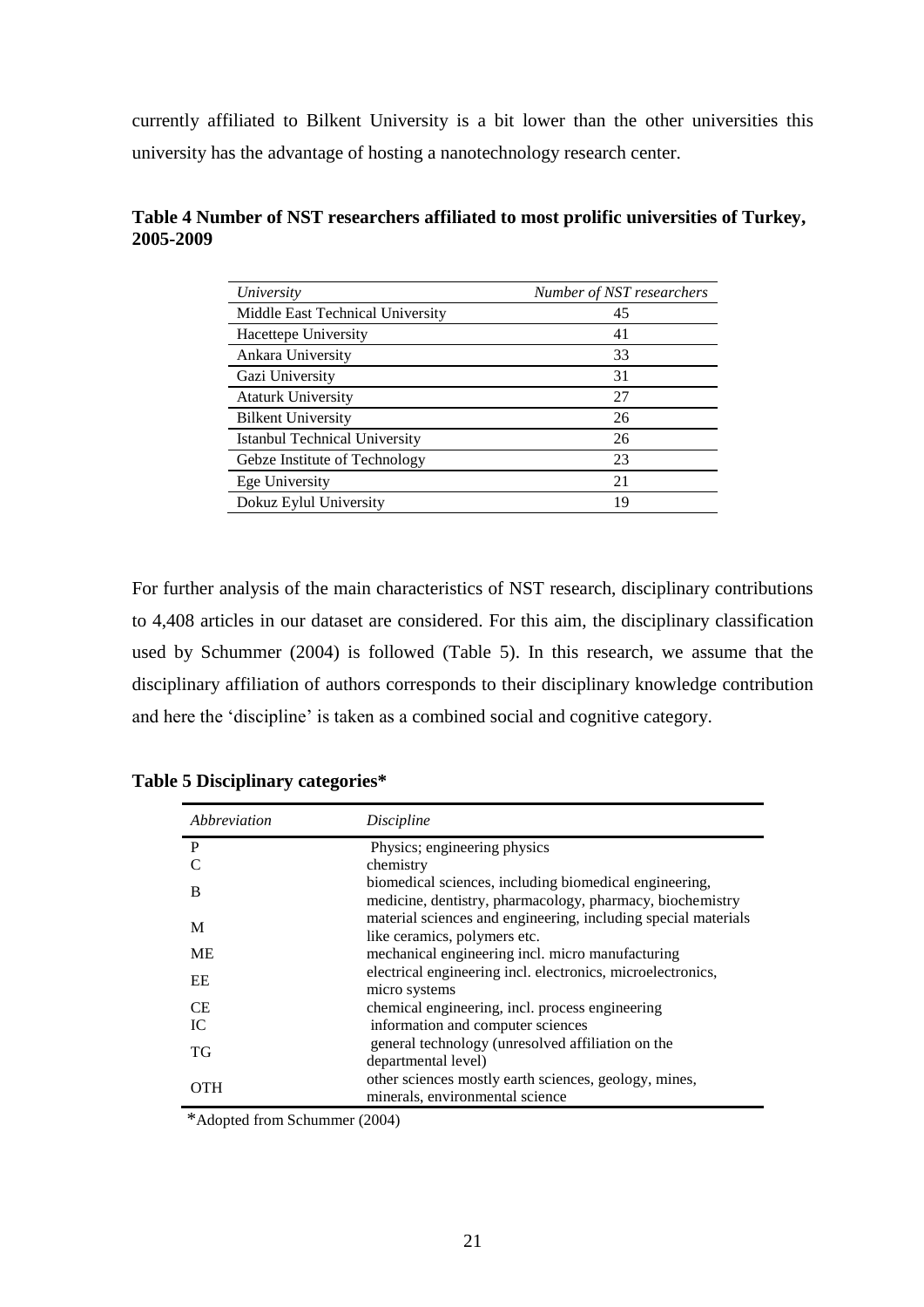currently affiliated to Bilkent University is a bit lower than the other universities this university has the advantage of hosting a nanotechnology research center.

**Table 4 Number of NST researchers affiliated to most prolific universities of Turkey, 2005-2009**

| *University* | *Number of NST researchers* |
|---|---|
| Middle East Technical University | 45 |
| Hacettepe University | 41 |
| Ankara University | 33 |
| Gazi University | 31 |
| Ataturk University | 27 |
| Bilkent University | 26 |
| Istanbul Technical University | 26 |
| Gebze Institute of Technology | 23 |
| Ege University | 21 |
| Dokuz Eylul University | 19 |

For further analysis of the main characteristics of NST research, disciplinary contributions to 4,408 articles in our dataset are considered. For this aim, the disciplinary classification used by Schummer (2004) is followed (Table 5). In this research, we assume that the disciplinary affiliation of authors corresponds to their disciplinary knowledge contribution and here the 'discipline' is taken as a combined social and cognitive category.

**Table 5 Disciplinary categories***

| *Abbreviation* | *Discipline* |
|---|---|
| P | Physics; engineering physics |
| C | chemistry |
| B | biomedical sciences, including biomedical engineering, medicine, dentistry, pharmacology, pharmacy, biochemistry |
| M | material sciences and engineering, including special materials like ceramics, polymers etc. |
| ME | mechanical engineering incl. micro manufacturing |
| EE | electrical engineering incl. electronics, microelectronics, micro systems |
| CE | chemical engineering, incl. process engineering |
| IC | information and computer sciences |
| TG | general technology (unresolved affiliation on the departmental level) |
| OTH | other sciences mostly earth sciences, geology, mines, minerals, environmental science |

*Adopted from Schummer (2004)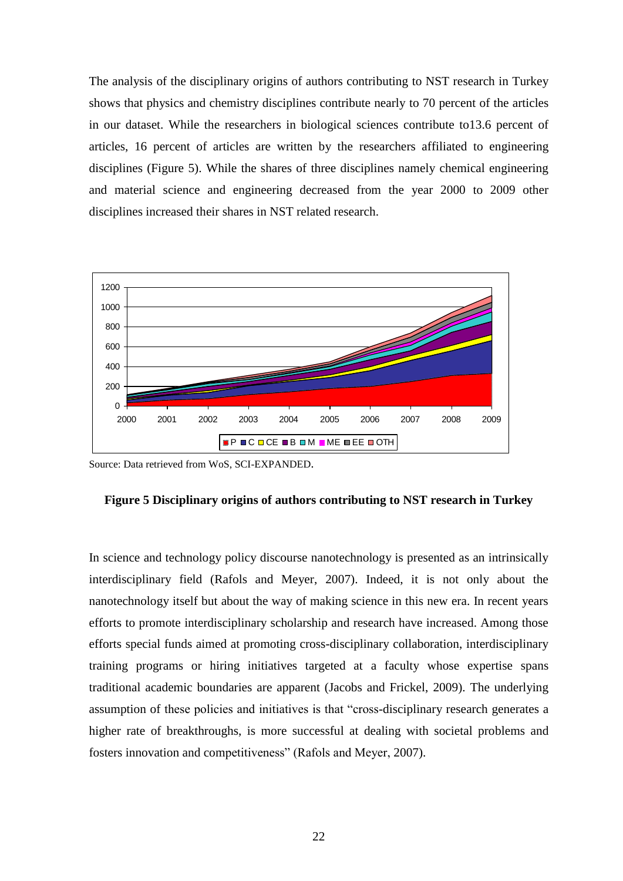The analysis of the disciplinary origins of authors contributing to NST research in Turkey shows that physics and chemistry disciplines contribute nearly to 70 percent of the articles in our dataset. While the researchers in biological sciences contribute to13.6 percent of articles, 16 percent of articles are written by the researchers affiliated to engineering disciplines (Figure 5). While the shares of three disciplines namely chemical engineering and material science and engineering decreased from the year 2000 to 2009 other disciplines increased their shares in NST related research.

Source: Data retrieved from WoS, SCI-EXPANDED.

**Figure 5 Disciplinary origins of authors contributing to NST research in Turkey**

In science and technology policy discourse nanotechnology is presented as an intrinsically interdisciplinary field (Rafols and Meyer, 2007). Indeed, it is not only about the nanotechnology itself but about the way of making science in this new era. In recent years efforts to promote interdisciplinary scholarship and research have increased. Among those efforts special funds aimed at promoting cross-disciplinary collaboration, interdisciplinary training programs or hiring initiatives targeted at a faculty whose expertise spans traditional academic boundaries are apparent (Jacobs and Frickel, 2009). The underlying assumption of these policies and initiatives is that "cross-disciplinary research generates a higher rate of breakthroughs, is more successful at dealing with societal problems and fosters innovation and competitiveness" (Rafols and Meyer, 2007).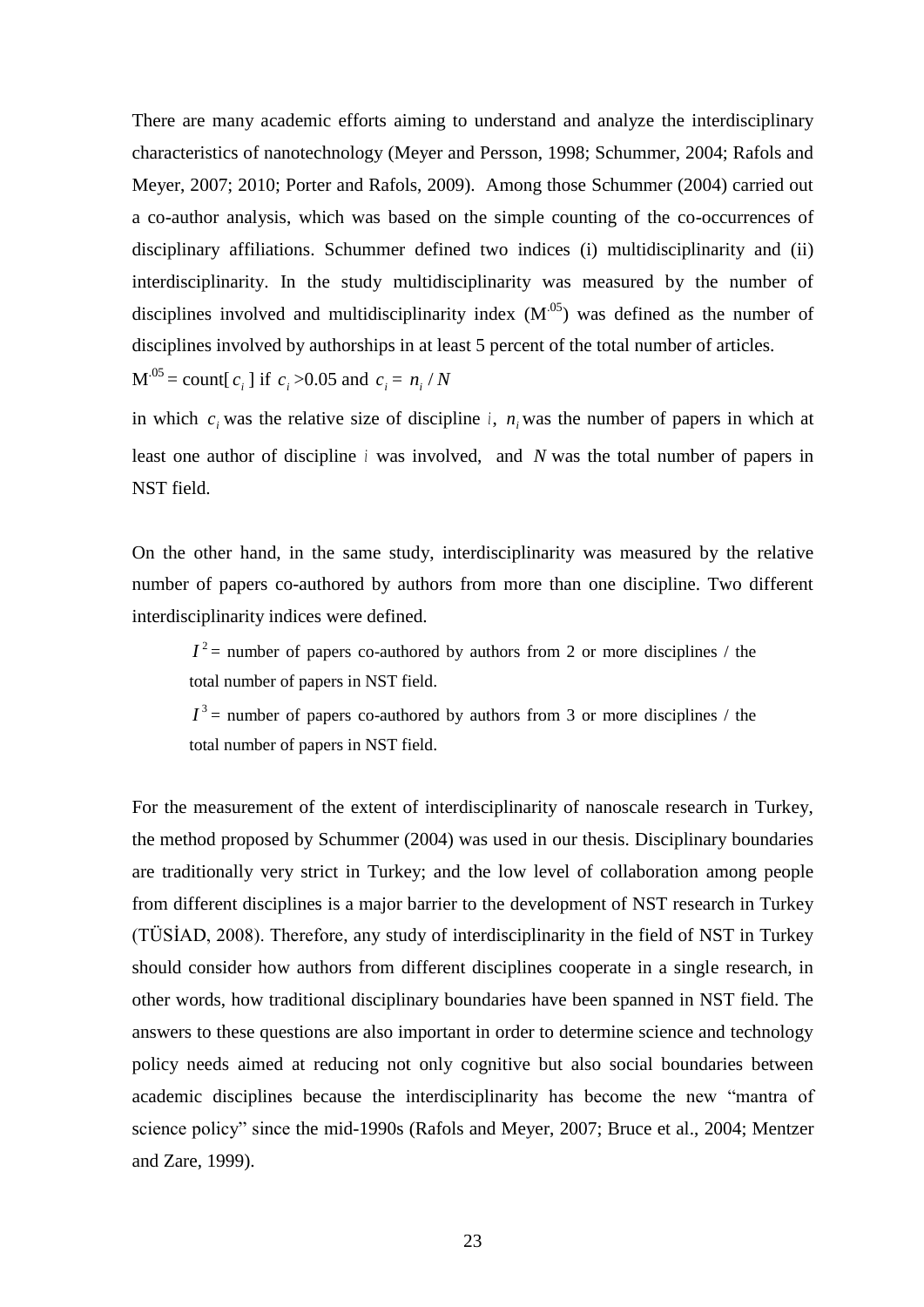There are many academic efforts aiming to understand and analyze the interdisciplinary characteristics of nanotechnology (Meyer and Persson, 1998; Schummer, 2004; Rafols and Meyer, 2007; 2010; Porter and Rafols, 2009). Among those Schummer (2004) carried out a co-author analysis, which was based on the simple counting of the co-occurrences of disciplinary affiliations. Schummer defined two indices (i) multidisciplinarity and (ii) interdisciplinarity. In the study multidisciplinarity was measured by the number of disciplines involved and multidisciplinarity index ($M^{.05}$) was defined as the number of disciplines involved by authorships in at least 5 percent of the total number of articles.

$M^{.05}$ = count[ $c_i$ ] if $c_i > 0.05$ and $c_i = n_i / N$

in which $c_i$ was the relative size of discipline $i$, $n_i$ was the number of papers in which at least one author of discipline $i$ was involved, and $N$ was the total number of papers in NST field.

On the other hand, in the same study, interdisciplinarity was measured by the relative number of papers co-authored by authors from more than one discipline. Two different interdisciplinarity indices were defined.

> $I^2$ = number of papers co-authored by authors from 2 or more disciplines / the total number of papers in NST field.
>
> $I^3$ = number of papers co-authored by authors from 3 or more disciplines / the total number of papers in NST field.

For the measurement of the extent of interdisciplinarity of nanoscale research in Turkey, the method proposed by Schummer (2004) was used in our thesis. Disciplinary boundaries are traditionally very strict in Turkey; and the low level of collaboration among people from different disciplines is a major barrier to the development of NST research in Turkey (TÜSİAD, 2008). Therefore, any study of interdisciplinarity in the field of NST in Turkey should consider how authors from different disciplines cooperate in a single research, in other words, how traditional disciplinary boundaries have been spanned in NST field. The answers to these questions are also important in order to determine science and technology policy needs aimed at reducing not only cognitive but also social boundaries between academic disciplines because the interdisciplinarity has become the new "mantra of science policy" since the mid-1990s (Rafols and Meyer, 2007; Bruce et al., 2004; Mentzer and Zare, 1999).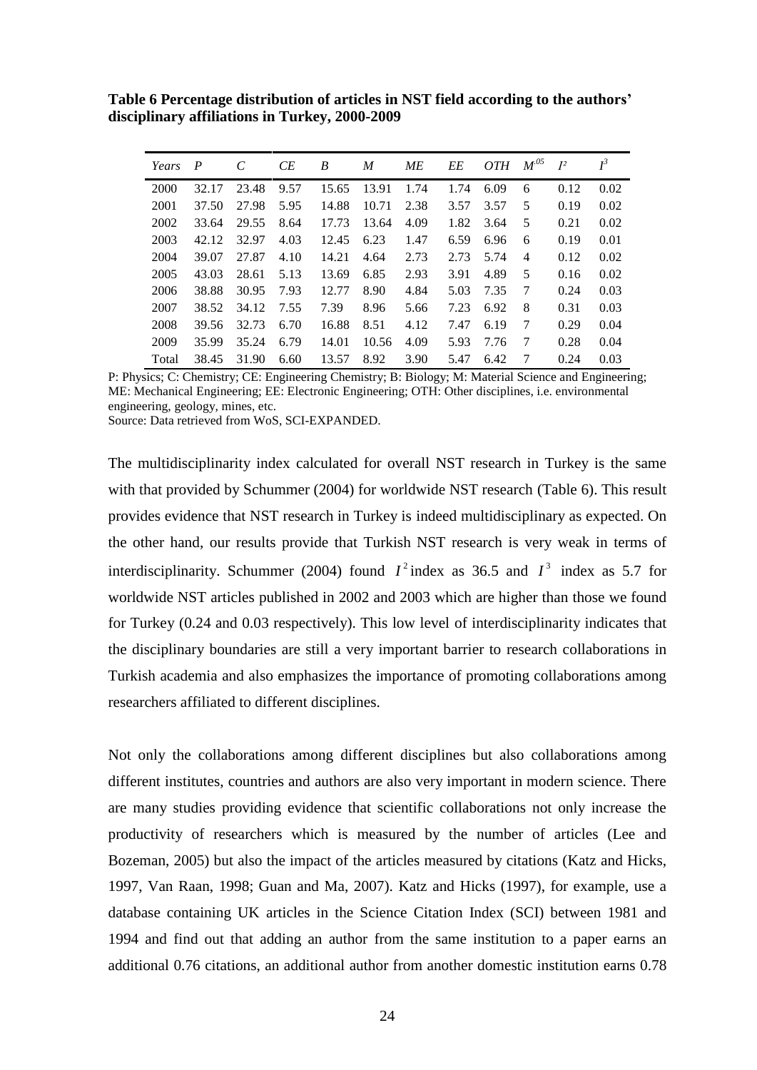**Table 6 Percentage distribution of articles in NST field according to the authors' disciplinary affiliations in Turkey, 2000-2009**

| *Years* | *P* | *C* | *CE* | *B* | *M* | *ME* | *EE* | *OTH* | $M^{.05}$ | $I^2$ | $I^3$ |
|---|---|---|---|---|---|---|---|---|---|---|---|
| 2000 | 32.17 | 23.48 | 9.57 | 15.65 | 13.91 | 1.74 | 1.74 | 6.09 | 6 | 0.12 | 0.02 |
| 2001 | 37.50 | 27.98 | 5.95 | 14.88 | 10.71 | 2.38 | 3.57 | 3.57 | 5 | 0.19 | 0.02 |
| 2002 | 33.64 | 29.55 | 8.64 | 17.73 | 13.64 | 4.09 | 1.82 | 3.64 | 5 | 0.21 | 0.02 |
| 2003 | 42.12 | 32.97 | 4.03 | 12.45 | 6.23 | 1.47 | 6.59 | 6.96 | 6 | 0.19 | 0.01 |
| 2004 | 39.07 | 27.87 | 4.10 | 14.21 | 4.64 | 2.73 | 2.73 | 5.74 | 4 | 0.12 | 0.02 |
| 2005 | 43.03 | 28.61 | 5.13 | 13.69 | 6.85 | 2.93 | 3.91 | 4.89 | 5 | 0.16 | 0.02 |
| 2006 | 38.88 | 30.95 | 7.93 | 12.77 | 8.90 | 4.84 | 5.03 | 7.35 | 7 | 0.24 | 0.03 |
| 2007 | 38.52 | 34.12 | 7.55 | 7.39 | 8.96 | 5.66 | 7.23 | 6.92 | 8 | 0.31 | 0.03 |
| 2008 | 39.56 | 32.73 | 6.70 | 16.88 | 8.51 | 4.12 | 7.47 | 6.19 | 7 | 0.29 | 0.04 |
| 2009 | 35.99 | 35.24 | 6.79 | 14.01 | 10.56 | 4.09 | 5.93 | 7.76 | 7 | 0.28 | 0.04 |
| Total | 38.45 | 31.90 | 6.60 | 13.57 | 8.92 | 3.90 | 5.47 | 6.42 | 7 | 0.24 | 0.03 |

P: Physics; C: Chemistry; CE: Engineering Chemistry; B: Biology; M: Material Science and Engineering; ME: Mechanical Engineering; EE: Electronic Engineering; OTH: Other disciplines, i.e. environmental engineering, geology, mines, etc.
Source: Data retrieved from WoS, SCI-EXPANDED.

The multidisciplinarity index calculated for overall NST research in Turkey is the same with that provided by Schummer (2004) for worldwide NST research (Table 6). This result provides evidence that NST research in Turkey is indeed multidisciplinary as expected. On the other hand, our results provide that Turkish NST research is very weak in terms of interdisciplinarity. Schummer (2004) found $I^2$ index as 36.5 and $I^3$ index as 5.7 for worldwide NST articles published in 2002 and 2003 which are higher than those we found for Turkey (0.24 and 0.03 respectively). This low level of interdisciplinarity indicates that the disciplinary boundaries are still a very important barrier to research collaborations in Turkish academia and also emphasizes the importance of promoting collaborations among researchers affiliated to different disciplines.

Not only the collaborations among different disciplines but also collaborations among different institutes, countries and authors are also very important in modern science. There are many studies providing evidence that scientific collaborations not only increase the productivity of researchers which is measured by the number of articles (Lee and Bozeman, 2005) but also the impact of the articles measured by citations (Katz and Hicks, 1997, Van Raan, 1998; Guan and Ma, 2007). Katz and Hicks (1997), for example, use a database containing UK articles in the Science Citation Index (SCI) between 1981 and 1994 and find out that adding an author from the same institution to a paper earns an additional 0.76 citations, an additional author from another domestic institution earns 0.78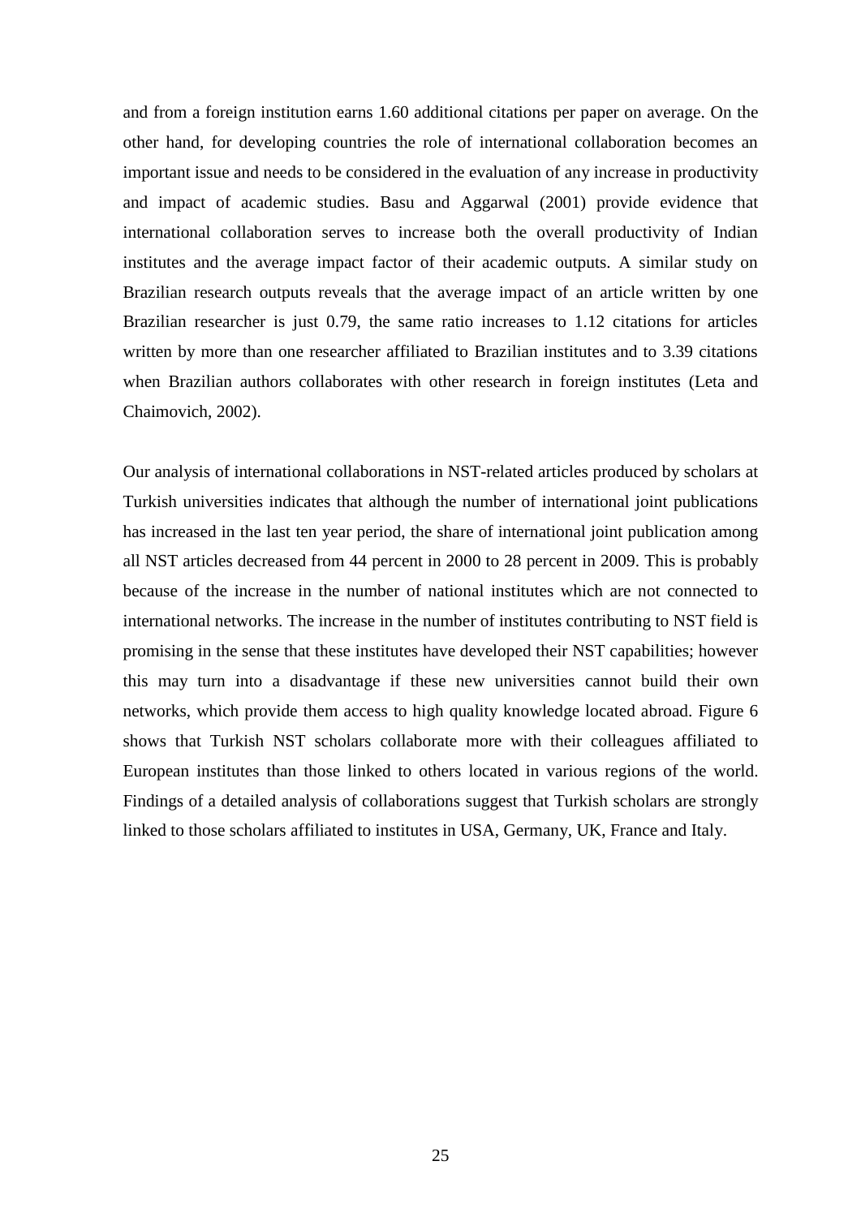and from a foreign institution earns 1.60 additional citations per paper on average. On the other hand, for developing countries the role of international collaboration becomes an important issue and needs to be considered in the evaluation of any increase in productivity and impact of academic studies. Basu and Aggarwal (2001) provide evidence that international collaboration serves to increase both the overall productivity of Indian institutes and the average impact factor of their academic outputs. A similar study on Brazilian research outputs reveals that the average impact of an article written by one Brazilian researcher is just 0.79, the same ratio increases to 1.12 citations for articles written by more than one researcher affiliated to Brazilian institutes and to 3.39 citations when Brazilian authors collaborates with other research in foreign institutes (Leta and Chaimovich, 2002).

Our analysis of international collaborations in NST-related articles produced by scholars at Turkish universities indicates that although the number of international joint publications has increased in the last ten year period, the share of international joint publication among all NST articles decreased from 44 percent in 2000 to 28 percent in 2009. This is probably because of the increase in the number of national institutes which are not connected to international networks. The increase in the number of institutes contributing to NST field is promising in the sense that these institutes have developed their NST capabilities; however this may turn into a disadvantage if these new universities cannot build their own networks, which provide them access to high quality knowledge located abroad. Figure 6 shows that Turkish NST scholars collaborate more with their colleagues affiliated to European institutes than those linked to others located in various regions of the world. Findings of a detailed analysis of collaborations suggest that Turkish scholars are strongly linked to those scholars affiliated to institutes in USA, Germany, UK, France and Italy.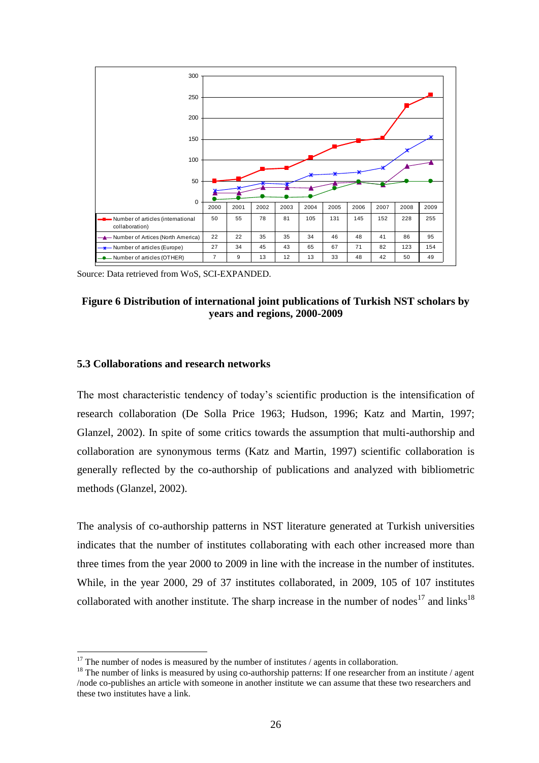| | 2000 | 2001 | 2002 | 2003 | 2004 | 2005 | 2006 | 2007 | 2008 | 2009 |
|---|---|---|---|---|---|---|---|---|---|---|
| Number of articles (international collaboration) | 50 | 55 | 78 | 81 | 105 | 131 | 145 | 152 | 228 | 255 |
| Number of Artices (North America) | 22 | 22 | 35 | 35 | 34 | 46 | 48 | 41 | 86 | 95 |
| Number of articles (Europe) | 27 | 34 | 45 | 43 | 65 | 67 | 71 | 82 | 123 | 154 |
| Number of articles (OTHER) | 7 | 9 | 13 | 12 | 13 | 33 | 48 | 42 | 50 | 49 |

Source: Data retrieved from WoS, SCI-EXPANDED.

**Figure 6 Distribution of international joint publications of Turkish NST scholars by years and regions, 2000-2009**

### 5.3 Collaborations and research networks

The most characteristic tendency of today's scientific production is the intensification of research collaboration (De Solla Price 1963; Hudson, 1996; Katz and Martin, 1997; Glanzel, 2002). In spite of some critics towards the assumption that multi-authorship and collaboration are synonymous terms (Katz and Martin, 1997) scientific collaboration is generally reflected by the co-authorship of publications and analyzed with bibliometric methods (Glanzel, 2002).

The analysis of co-authorship patterns in NST literature generated at Turkish universities indicates that the number of institutes collaborating with each other increased more than three times from the year 2000 to 2009 in line with the increase in the number of institutes. While, in the year 2000, 29 of 37 institutes collaborated, in 2009, 105 of 107 institutes collaborated with another institute. The sharp increase in the number of nodes[17] and links[18]

[17] The number of nodes is measured by the number of institutes / agents in collaboration.

[18] The number of links is measured by using co-authorship patterns: If one researcher from an institute / agent /node co-publishes an article with someone in another institute we can assume that these two researchers and these two institutes have a link.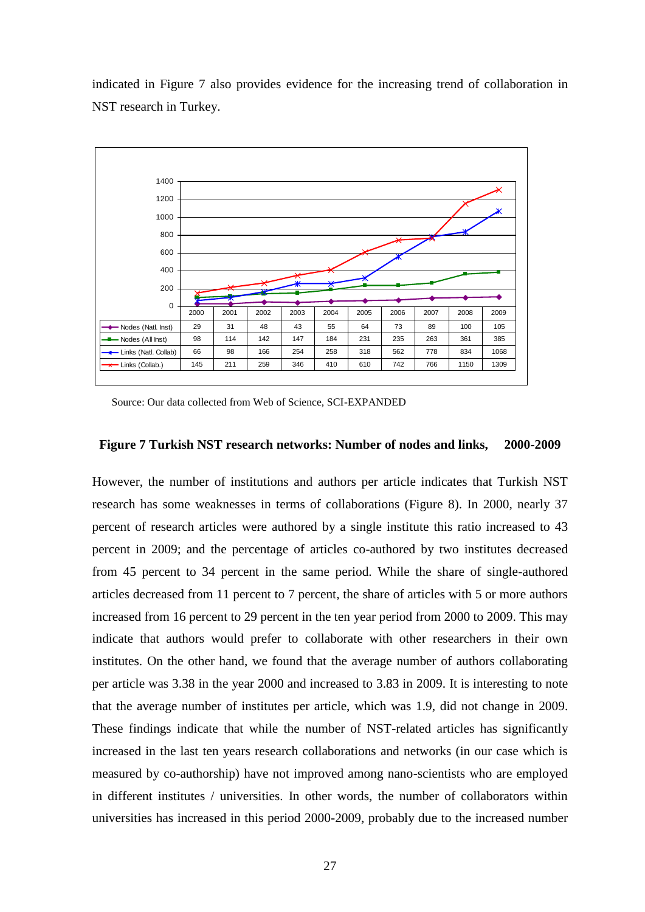indicated in Figure 7 also provides evidence for the increasing trend of collaboration in NST research in Turkey.

| | 2000 | 2001 | 2002 | 2003 | 2004 | 2005 | 2006 | 2007 | 2008 | 2009 |
|---|---|---|---|---|---|---|---|---|---|---|
| Nodes (Natl. Inst) | 29 | 31 | 48 | 43 | 55 | 64 | 73 | 89 | 100 | 105 |
| Nodes (All Inst) | 98 | 114 | 142 | 147 | 184 | 231 | 235 | 263 | 361 | 385 |
| Links (Natl. Collab) | 66 | 98 | 166 | 254 | 258 | 318 | 562 | 778 | 834 | 1068 |
| Links (Collab.) | 145 | 211 | 259 | 346 | 410 | 610 | 742 | 766 | 1150 | 1309 |

Source: Our data collected from Web of Science, SCI-EXPANDED

**Figure 7 Turkish NST research networks: Number of nodes and links, 2000-2009**

However, the number of institutions and authors per article indicates that Turkish NST research has some weaknesses in terms of collaborations (Figure 8). In 2000, nearly 37 percent of research articles were authored by a single institute this ratio increased to 43 percent in 2009; and the percentage of articles co-authored by two institutes decreased from 45 percent to 34 percent in the same period. While the share of single-authored articles decreased from 11 percent to 7 percent, the share of articles with 5 or more authors increased from 16 percent to 29 percent in the ten year period from 2000 to 2009. This may indicate that authors would prefer to collaborate with other researchers in their own institutes. On the other hand, we found that the average number of authors collaborating per article was 3.38 in the year 2000 and increased to 3.83 in 2009. It is interesting to note that the average number of institutes per article, which was 1.9, did not change in 2009. These findings indicate that while the number of NST-related articles has significantly increased in the last ten years research collaborations and networks (in our case which is measured by co-authorship) have not improved among nano-scientists who are employed in different institutes / universities. In other words, the number of collaborators within universities has increased in this period 2000-2009, probably due to the increased number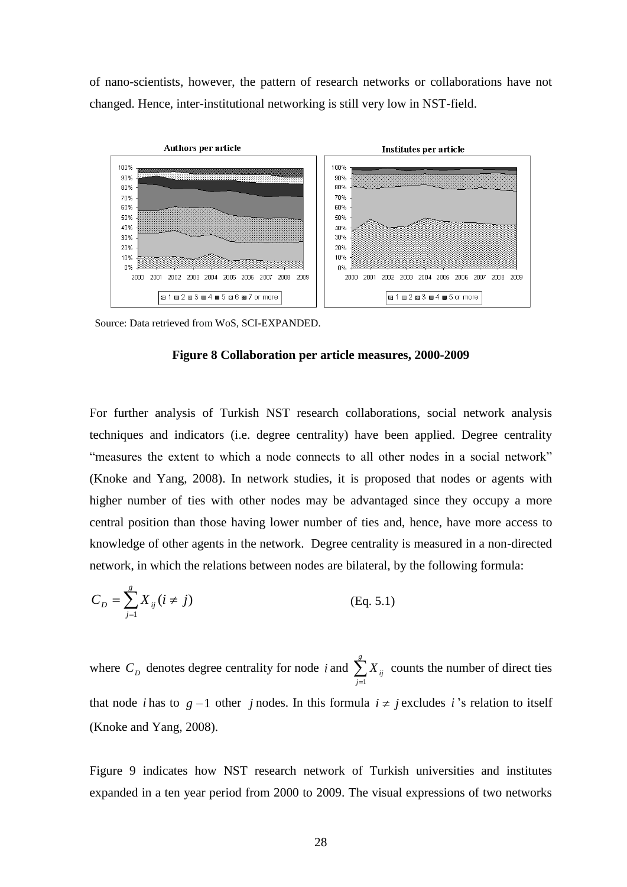of nano-scientists, however, the pattern of research networks or collaborations have not changed. Hence, inter-institutional networking is still very low in NST-field.

Source: Data retrieved from WoS, SCI-EXPANDED.

**Figure 8 Collaboration per article measures, 2000-2009**

For further analysis of Turkish NST research collaborations, social network analysis techniques and indicators (i.e. degree centrality) have been applied. Degree centrality "measures the extent to which a node connects to all other nodes in a social network" (Knoke and Yang, 2008). In network studies, it is proposed that nodes or agents with higher number of ties with other nodes may be advantaged since they occupy a more central position than those having lower number of ties and, hence, have more access to knowledge of other agents in the network. Degree centrality is measured in a non-directed network, in which the relations between nodes are bilateral, by the following formula:

$$C_D = \sum_{j=1}^{g} X_{ij} (i \neq j) \qquad \text{(Eq. 5.1)}$$

where $C_D$ denotes degree centrality for node $i$ and $\sum_{j=1}^{g} X_{ij}$ counts the number of direct ties that node $i$ has to $g-1$ other $j$ nodes. In this formula $i \neq j$ excludes $i$'s relation to itself (Knoke and Yang, 2008).

Figure 9 indicates how NST research network of Turkish universities and institutes expanded in a ten year period from 2000 to 2009. The visual expressions of two networks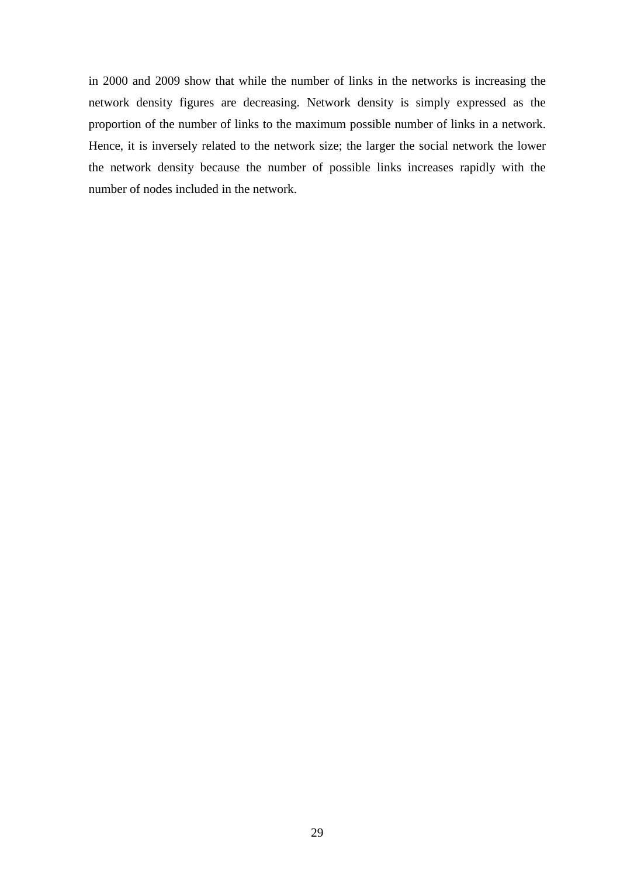in 2000 and 2009 show that while the number of links in the networks is increasing the network density figures are decreasing. Network density is simply expressed as the proportion of the number of links to the maximum possible number of links in a network. Hence, it is inversely related to the network size; the larger the social network the lower the network density because the number of possible links increases rapidly with the number of nodes included in the network.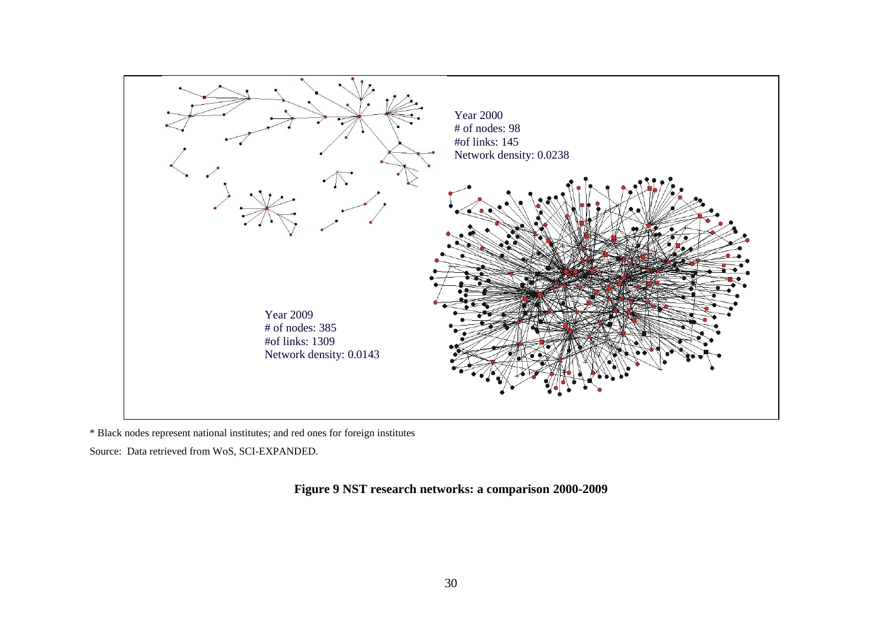Year 2000
# of nodes: 98
#of links: 145
Network density: 0.0238

Year 2009
# of nodes: 385
#of links: 1309
Network density: 0.0143

* Black nodes represent national institutes; and red ones for foreign institutes

Source: Data retrieved from WoS, SCI-EXPANDED.

**Figure 9 NST research networks: a comparison 2000-2009**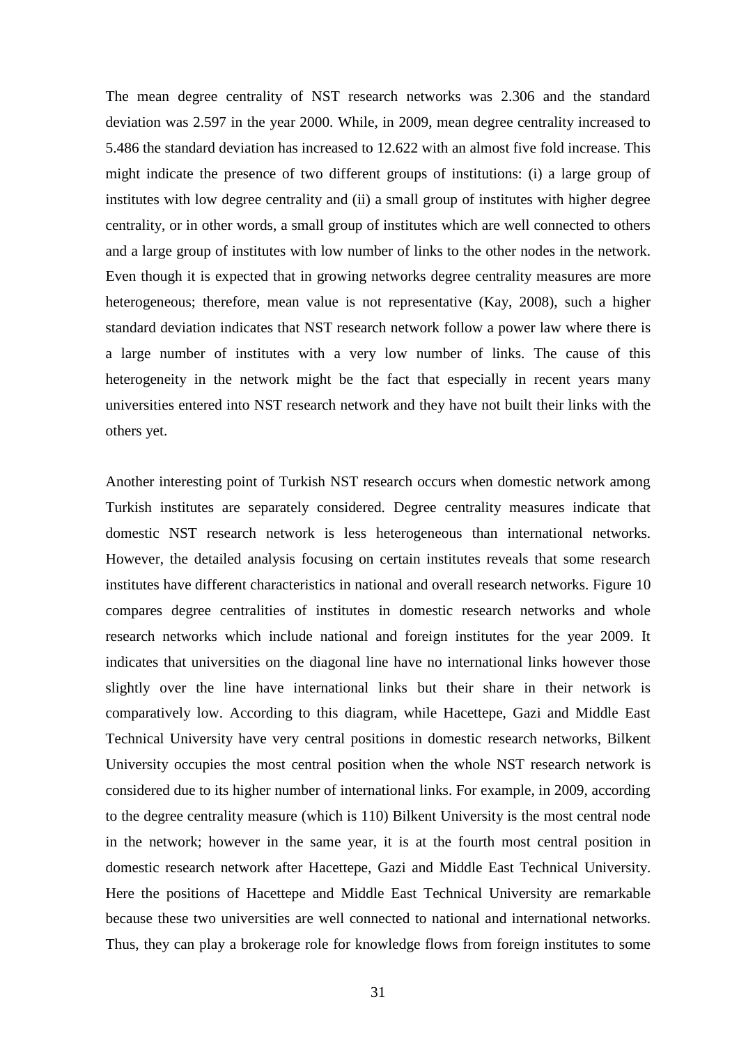The mean degree centrality of NST research networks was 2.306 and the standard deviation was 2.597 in the year 2000. While, in 2009, mean degree centrality increased to 5.486 the standard deviation has increased to 12.622 with an almost five fold increase. This might indicate the presence of two different groups of institutions: (i) a large group of institutes with low degree centrality and (ii) a small group of institutes with higher degree centrality, or in other words, a small group of institutes which are well connected to others and a large group of institutes with low number of links to the other nodes in the network. Even though it is expected that in growing networks degree centrality measures are more heterogeneous; therefore, mean value is not representative (Kay, 2008), such a higher standard deviation indicates that NST research network follow a power law where there is a large number of institutes with a very low number of links. The cause of this heterogeneity in the network might be the fact that especially in recent years many universities entered into NST research network and they have not built their links with the others yet.

Another interesting point of Turkish NST research occurs when domestic network among Turkish institutes are separately considered. Degree centrality measures indicate that domestic NST research network is less heterogeneous than international networks. However, the detailed analysis focusing on certain institutes reveals that some research institutes have different characteristics in national and overall research networks. Figure 10 compares degree centralities of institutes in domestic research networks and whole research networks which include national and foreign institutes for the year 2009. It indicates that universities on the diagonal line have no international links however those slightly over the line have international links but their share in their network is comparatively low. According to this diagram, while Hacettepe, Gazi and Middle East Technical University have very central positions in domestic research networks, Bilkent University occupies the most central position when the whole NST research network is considered due to its higher number of international links. For example, in 2009, according to the degree centrality measure (which is 110) Bilkent University is the most central node in the network; however in the same year, it is at the fourth most central position in domestic research network after Hacettepe, Gazi and Middle East Technical University. Here the positions of Hacettepe and Middle East Technical University are remarkable because these two universities are well connected to national and international networks. Thus, they can play a brokerage role for knowledge flows from foreign institutes to some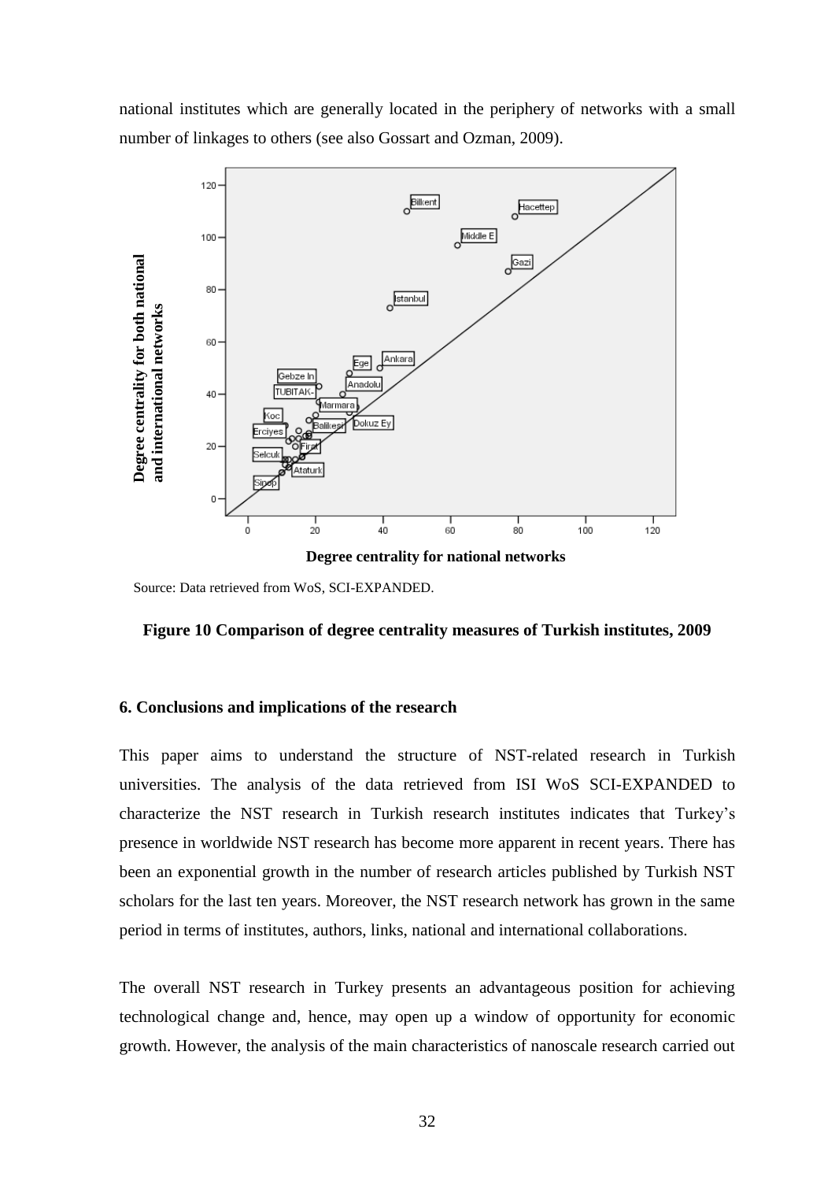national institutes which are generally located in the periphery of networks with a small number of linkages to others (see also Gossart and Ozman, 2009).

Source: Data retrieved from WoS, SCI-EXPANDED.

**Figure 10 Comparison of degree centrality measures of Turkish institutes, 2009**

### 6. Conclusions and implications of the research

This paper aims to understand the structure of NST-related research in Turkish universities. The analysis of the data retrieved from ISI WoS SCI-EXPANDED to characterize the NST research in Turkish research institutes indicates that Turkey's presence in worldwide NST research has become more apparent in recent years. There has been an exponential growth in the number of research articles published by Turkish NST scholars for the last ten years. Moreover, the NST research network has grown in the same period in terms of institutes, authors, links, national and international collaborations.

The overall NST research in Turkey presents an advantageous position for achieving technological change and, hence, may open up a window of opportunity for economic growth. However, the analysis of the main characteristics of nanoscale research carried out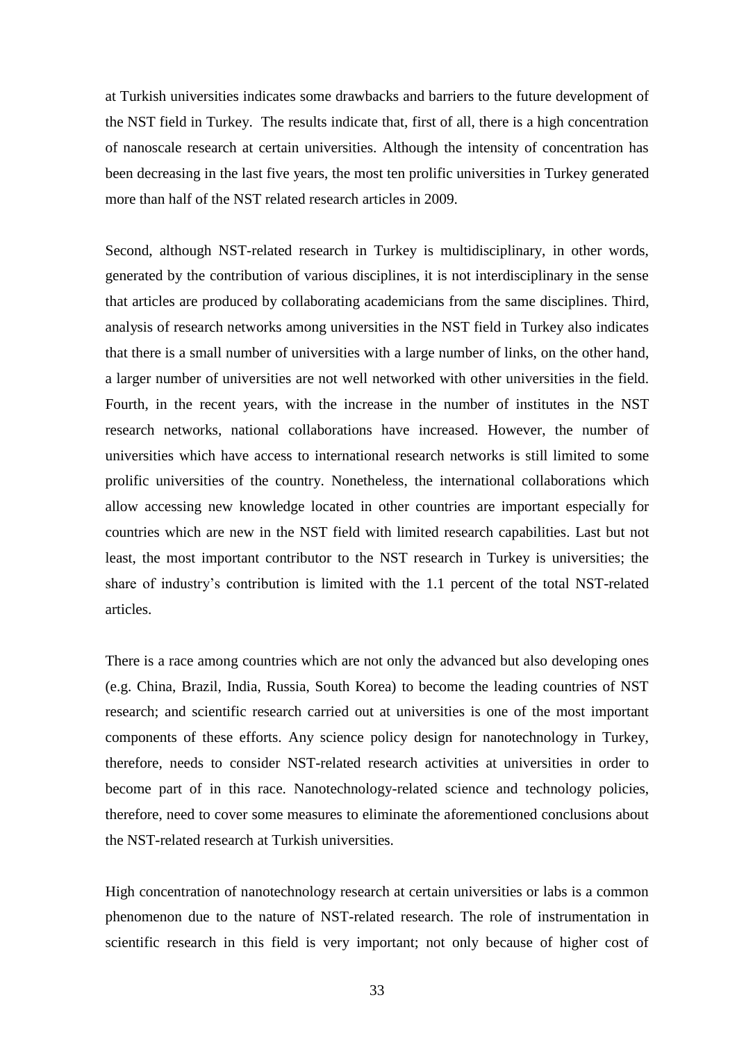at Turkish universities indicates some drawbacks and barriers to the future development of the NST field in Turkey. The results indicate that, first of all, there is a high concentration of nanoscale research at certain universities. Although the intensity of concentration has been decreasing in the last five years, the most ten prolific universities in Turkey generated more than half of the NST related research articles in 2009.

Second, although NST-related research in Turkey is multidisciplinary, in other words, generated by the contribution of various disciplines, it is not interdisciplinary in the sense that articles are produced by collaborating academicians from the same disciplines. Third, analysis of research networks among universities in the NST field in Turkey also indicates that there is a small number of universities with a large number of links, on the other hand, a larger number of universities are not well networked with other universities in the field. Fourth, in the recent years, with the increase in the number of institutes in the NST research networks, national collaborations have increased. However, the number of universities which have access to international research networks is still limited to some prolific universities of the country. Nonetheless, the international collaborations which allow accessing new knowledge located in other countries are important especially for countries which are new in the NST field with limited research capabilities. Last but not least, the most important contributor to the NST research in Turkey is universities; the share of industry's contribution is limited with the 1.1 percent of the total NST-related articles.

There is a race among countries which are not only the advanced but also developing ones (e.g. China, Brazil, India, Russia, South Korea) to become the leading countries of NST research; and scientific research carried out at universities is one of the most important components of these efforts. Any science policy design for nanotechnology in Turkey, therefore, needs to consider NST-related research activities at universities in order to become part of in this race. Nanotechnology-related science and technology policies, therefore, need to cover some measures to eliminate the aforementioned conclusions about the NST-related research at Turkish universities.

High concentration of nanotechnology research at certain universities or labs is a common phenomenon due to the nature of NST-related research. The role of instrumentation in scientific research in this field is very important; not only because of higher cost of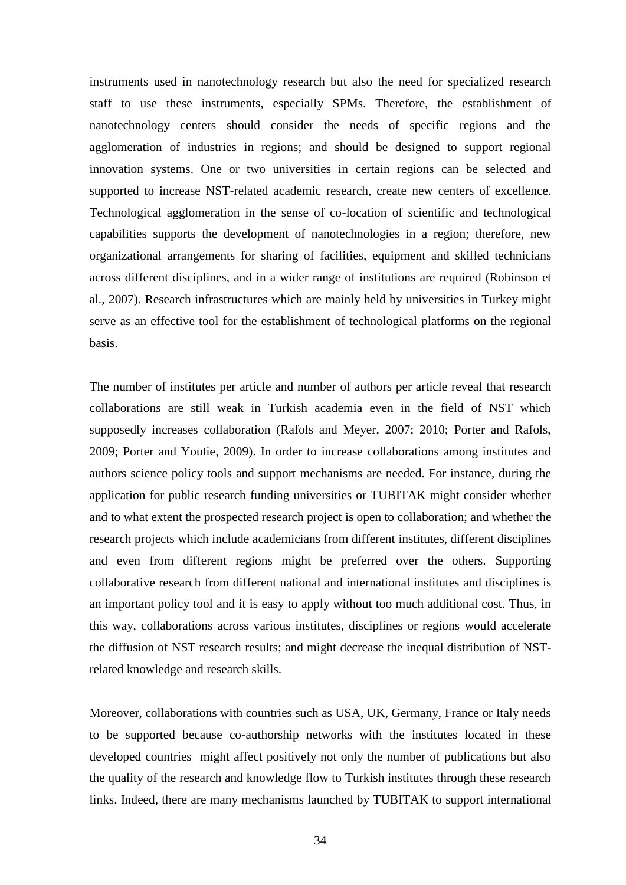instruments used in nanotechnology research but also the need for specialized research staff to use these instruments, especially SPMs. Therefore, the establishment of nanotechnology centers should consider the needs of specific regions and the agglomeration of industries in regions; and should be designed to support regional innovation systems. One or two universities in certain regions can be selected and supported to increase NST-related academic research, create new centers of excellence. Technological agglomeration in the sense of co-location of scientific and technological capabilities supports the development of nanotechnologies in a region; therefore, new organizational arrangements for sharing of facilities, equipment and skilled technicians across different disciplines, and in a wider range of institutions are required (Robinson et al., 2007). Research infrastructures which are mainly held by universities in Turkey might serve as an effective tool for the establishment of technological platforms on the regional basis.

The number of institutes per article and number of authors per article reveal that research collaborations are still weak in Turkish academia even in the field of NST which supposedly increases collaboration (Rafols and Meyer, 2007; 2010; Porter and Rafols, 2009; Porter and Youtie, 2009). In order to increase collaborations among institutes and authors science policy tools and support mechanisms are needed. For instance, during the application for public research funding universities or TUBITAK might consider whether and to what extent the prospected research project is open to collaboration; and whether the research projects which include academicians from different institutes, different disciplines and even from different regions might be preferred over the others. Supporting collaborative research from different national and international institutes and disciplines is an important policy tool and it is easy to apply without too much additional cost. Thus, in this way, collaborations across various institutes, disciplines or regions would accelerate the diffusion of NST research results; and might decrease the inequal distribution of NST-related knowledge and research skills.

Moreover, collaborations with countries such as USA, UK, Germany, France or Italy needs to be supported because co-authorship networks with the institutes located in these developed countries might affect positively not only the number of publications but also the quality of the research and knowledge flow to Turkish institutes through these research links. Indeed, there are many mechanisms launched by TUBITAK to support international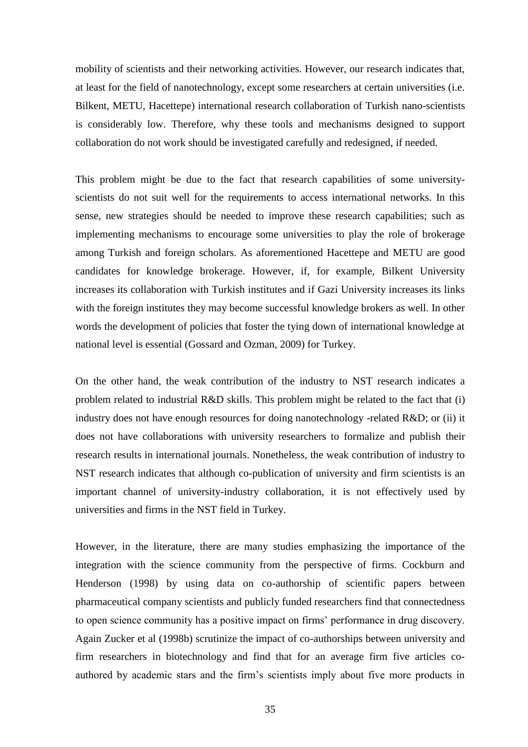mobility of scientists and their networking activities. However, our research indicates that, at least for the field of nanotechnology, except some researchers at certain universities (i.e. Bilkent, METU, Hacettepe) international research collaboration of Turkish nano-scientists is considerably low. Therefore, why these tools and mechanisms designed to support collaboration do not work should be investigated carefully and redesigned, if needed.

This problem might be due to the fact that research capabilities of some university-scientists do not suit well for the requirements to access international networks. In this sense, new strategies should be needed to improve these research capabilities; such as implementing mechanisms to encourage some universities to play the role of brokerage among Turkish and foreign scholars. As aforementioned Hacettepe and METU are good candidates for knowledge brokerage. However, if, for example, Bilkent University increases its collaboration with Turkish institutes and if Gazi University increases its links with the foreign institutes they may become successful knowledge brokers as well. In other words the development of policies that foster the tying down of international knowledge at national level is essential (Gossard and Ozman, 2009) for Turkey.

On the other hand, the weak contribution of the industry to NST research indicates a problem related to industrial R&D skills. This problem might be related to the fact that (i) industry does not have enough resources for doing nanotechnology -related R&D; or (ii) it does not have collaborations with university researchers to formalize and publish their research results in international journals. Nonetheless, the weak contribution of industry to NST research indicates that although co-publication of university and firm scientists is an important channel of university-industry collaboration, it is not effectively used by universities and firms in the NST field in Turkey.

However, in the literature, there are many studies emphasizing the importance of the integration with the science community from the perspective of firms. Cockburn and Henderson (1998) by using data on co-authorship of scientific papers between pharmaceutical company scientists and publicly funded researchers find that connectedness to open science community has a positive impact on firms' performance in drug discovery. Again Zucker et al (1998b) scrutinize the impact of co-authorships between university and firm researchers in biotechnology and find that for an average firm five articles co-authored by academic stars and the firm's scientists imply about five more products in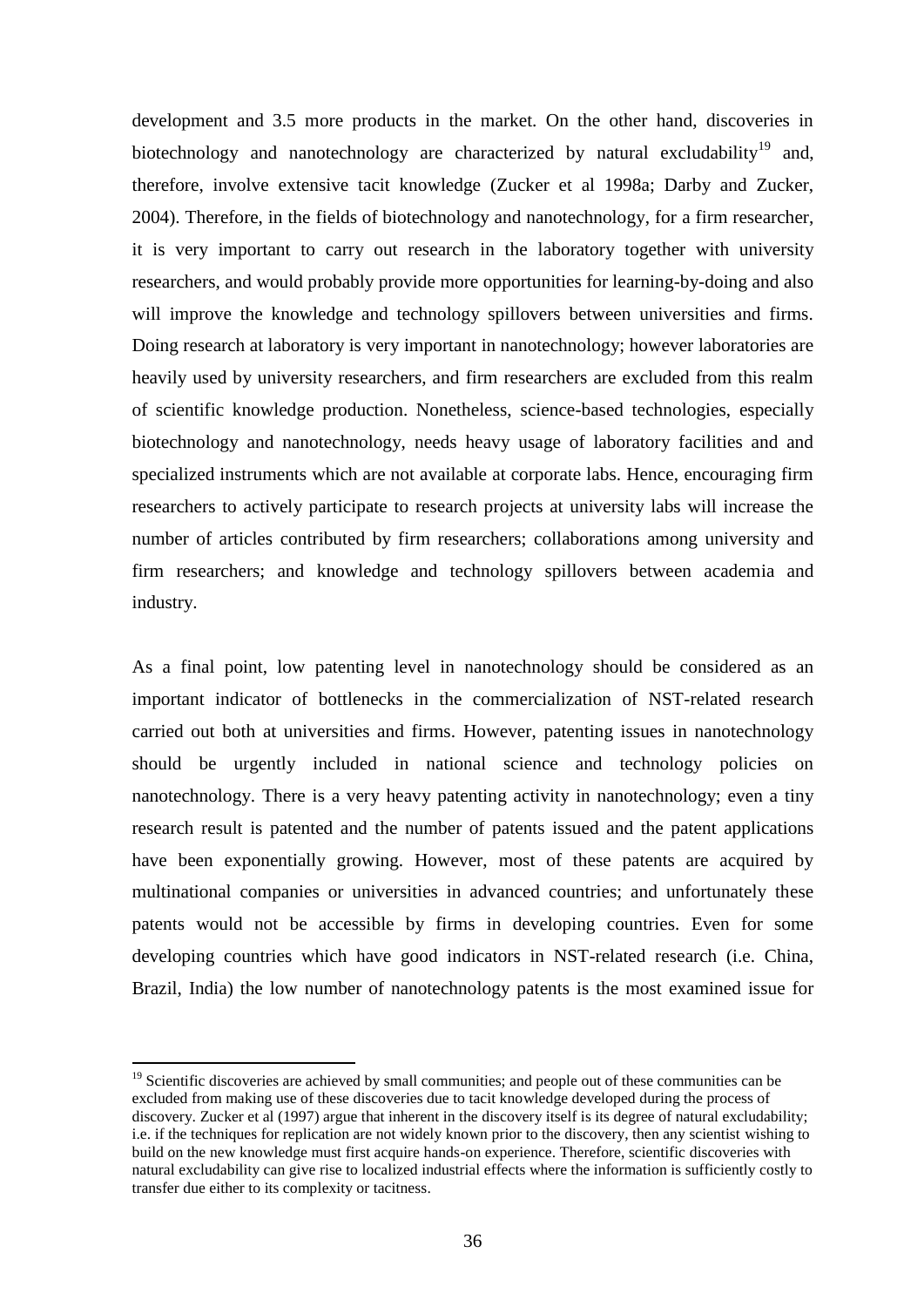development and 3.5 more products in the market. On the other hand, discoveries in biotechnology and nanotechnology are characterized by natural excludability[19] and, therefore, involve extensive tacit knowledge (Zucker et al 1998a; Darby and Zucker, 2004). Therefore, in the fields of biotechnology and nanotechnology, for a firm researcher, it is very important to carry out research in the laboratory together with university researchers, and would probably provide more opportunities for learning-by-doing and also will improve the knowledge and technology spillovers between universities and firms. Doing research at laboratory is very important in nanotechnology; however laboratories are heavily used by university researchers, and firm researchers are excluded from this realm of scientific knowledge production. Nonetheless, science-based technologies, especially biotechnology and nanotechnology, needs heavy usage of laboratory facilities and and specialized instruments which are not available at corporate labs. Hence, encouraging firm researchers to actively participate to research projects at university labs will increase the number of articles contributed by firm researchers; collaborations among university and firm researchers; and knowledge and technology spillovers between academia and industry.

As a final point, low patenting level in nanotechnology should be considered as an important indicator of bottlenecks in the commercialization of NST-related research carried out both at universities and firms. However, patenting issues in nanotechnology should be urgently included in national science and technology policies on nanotechnology. There is a very heavy patenting activity in nanotechnology; even a tiny research result is patented and the number of patents issued and the patent applications have been exponentially growing. However, most of these patents are acquired by multinational companies or universities in advanced countries; and unfortunately these patents would not be accessible by firms in developing countries. Even for some developing countries which have good indicators in NST-related research (i.e. China, Brazil, India) the low number of nanotechnology patents is the most examined issue for

---

[19] Scientific discoveries are achieved by small communities; and people out of these communities can be excluded from making use of these discoveries due to tacit knowledge developed during the process of discovery. Zucker et al (1997) argue that inherent in the discovery itself is its degree of natural excludability; i.e. if the techniques for replication are not widely known prior to the discovery, then any scientist wishing to build on the new knowledge must first acquire hands-on experience. Therefore, scientific discoveries with natural excludability can give rise to localized industrial effects where the information is sufficiently costly to transfer due either to its complexity or tacitness.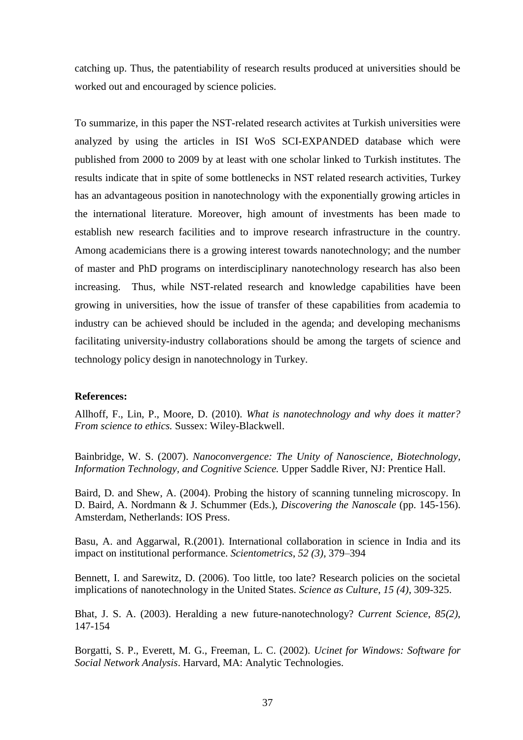catching up. Thus, the patentiability of research results produced at universities should be worked out and encouraged by science policies.

To summarize, in this paper the NST-related research activites at Turkish universities were analyzed by using the articles in ISI WoS SCI-EXPANDED database which were published from 2000 to 2009 by at least with one scholar linked to Turkish institutes. The results indicate that in spite of some bottlenecks in NST related research activities, Turkey has an advantageous position in nanotechnology with the exponentially growing articles in the international literature. Moreover, high amount of investments has been made to establish new research facilities and to improve research infrastructure in the country. Among academicians there is a growing interest towards nanotechnology; and the number of master and PhD programs on interdisciplinary nanotechnology research has also been increasing. Thus, while NST-related research and knowledge capabilities have been growing in universities, how the issue of transfer of these capabilities from academia to industry can be achieved should be included in the agenda; and developing mechanisms facilitating university-industry collaborations should be among the targets of science and technology policy design in nanotechnology in Turkey.

**References:**

Allhoff, F., Lin, P., Moore, D. (2010). *What is nanotechnology and why does it matter? From science to ethics.* Sussex: Wiley-Blackwell.

Bainbridge, W. S. (2007). *Nanoconvergence: The Unity of Nanoscience, Biotechnology, Information Technology, and Cognitive Science.* Upper Saddle River, NJ: Prentice Hall.

Baird, D. and Shew, A. (2004). Probing the history of scanning tunneling microscopy. In D. Baird, A. Nordmann & J. Schummer (Eds.), *Discovering the Nanoscale* (pp. 145-156). Amsterdam, Netherlands: IOS Press.

Basu, A. and Aggarwal, R.(2001). International collaboration in science in India and its impact on institutional performance. *Scientometrics, 52 (3)*, 379–394

Bennett, I. and Sarewitz, D. (2006). Too little, too late? Research policies on the societal implications of nanotechnology in the United States. *Science as Culture, 15 (4)*, 309-325.

Bhat, J. S. A. (2003). Heralding a new future-nanotechnology? *Current Science, 85(2)*, 147-154

Borgatti, S. P., Everett, M. G., Freeman, L. C. (2002). *Ucinet for Windows: Software for Social Network Analysis*. Harvard, MA: Analytic Technologies.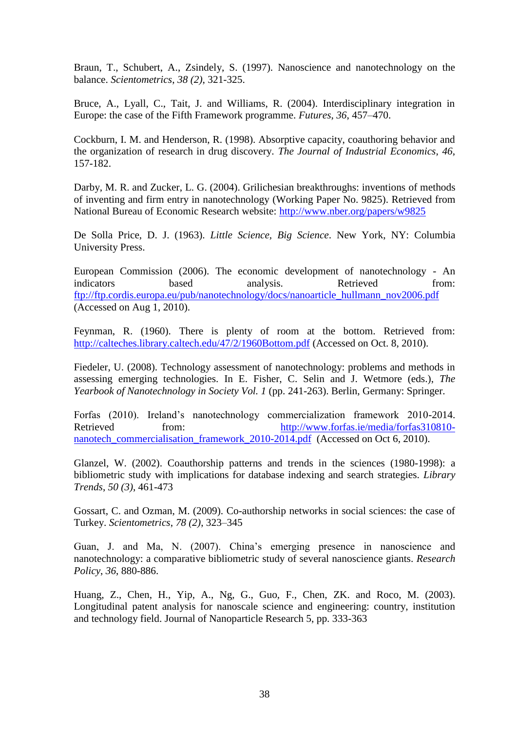Braun, T., Schubert, A., Zsindely, S. (1997). Nanoscience and nanotechnology on the balance. *Scientometrics*, *38 (2)*, 321-325.

Bruce, A., Lyall, C., Tait, J. and Williams, R. (2004). Interdisciplinary integration in Europe: the case of the Fifth Framework programme. *Futures*, *36*, 457–470.

Cockburn, I. M. and Henderson, R. (1998). Absorptive capacity, coauthoring behavior and the organization of research in drug discovery. *The Journal of Industrial Economics*, *46*, 157-182.

Darby, M. R. and Zucker, L. G. (2004). Grilichesian breakthroughs: inventions of methods of inventing and firm entry in nanotechnology (Working Paper No. 9825). Retrieved from National Bureau of Economic Research website: http://www.nber.org/papers/w9825

De Solla Price, D. J. (1963). *Little Science, Big Science*. New York, NY: Columbia University Press.

European Commission (2006). The economic development of nanotechnology - An indicators based analysis. Retrieved from: ftp://ftp.cordis.europa.eu/pub/nanotechnology/docs/nanoarticle_hullmann_nov2006.pdf (Accessed on Aug 1, 2010).

Feynman, R. (1960). There is plenty of room at the bottom. Retrieved from: http://calteches.library.caltech.edu/47/2/1960Bottom.pdf (Accessed on Oct. 8, 2010).

Fiedeler, U. (2008). Technology assessment of nanotechnology: problems and methods in assessing emerging technologies. In E. Fisher, C. Selin and J. Wetmore (eds.), *The Yearbook of Nanotechnology in Society Vol. 1* (pp. 241-263). Berlin, Germany: Springer.

Forfas (2010). Ireland's nanotechnology commercialization framework 2010-2014. Retrieved from: http://www.forfas.ie/media/forfas310810-nanotech_commercialisation_framework_2010-2014.pdf (Accessed on Oct 6, 2010).

Glanzel, W. (2002). Coauthorship patterns and trends in the sciences (1980-1998): a bibliometric study with implications for database indexing and search strategies. *Library Trends*, *50 (3)*, 461-473

Gossart, C. and Ozman, M. (2009). Co-authorship networks in social sciences: the case of Turkey. *Scientometrics*, *78 (2)*, 323–345

Guan, J. and Ma, N. (2007). China's emerging presence in nanoscience and nanotechnology: a comparative bibliometric study of several nanoscience giants. *Research Policy*, *36*, 880-886.

Huang, Z., Chen, H., Yip, A., Ng, G., Guo, F., Chen, ZK. and Roco, M. (2003). Longitudinal patent analysis for nanoscale science and engineering: country, institution and technology field. Journal of Nanoparticle Research 5, pp. 333-363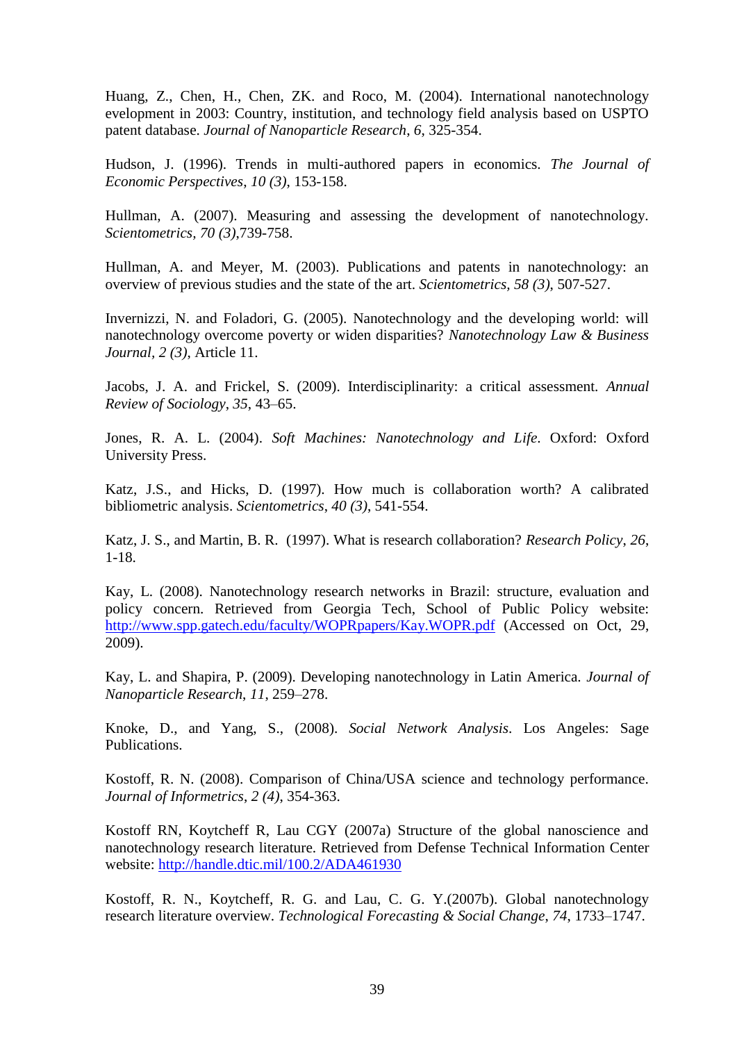Huang, Z., Chen, H., Chen, ZK. and Roco, M. (2004). International nanotechnology evelopment in 2003: Country, institution, and technology field analysis based on USPTO patent database. *Journal of Nanoparticle Research*, *6*, 325-354.

Hudson, J. (1996). Trends in multi-authored papers in economics. *The Journal of Economic Perspectives*, *10 (3)*, 153-158.

Hullman, A. (2007). Measuring and assessing the development of nanotechnology. *Scientometrics, 70 (3)*,739-758.

Hullman, A. and Meyer, M. (2003). Publications and patents in nanotechnology: an overview of previous studies and the state of the art. *Scientometrics, 58 (3)*, 507-527.

Invernizzi, N. and Foladori, G. (2005). Nanotechnology and the developing world: will nanotechnology overcome poverty or widen disparities? *Nanotechnology Law & Business Journal, 2 (3)*, Article 11.

Jacobs, J. A. and Frickel, S. (2009). Interdisciplinarity: a critical assessment. *Annual Review of Sociology*, *35*, 43–65.

Jones, R. A. L. (2004). *Soft Machines: Nanotechnology and Life*. Oxford: Oxford University Press.

Katz, J.S., and Hicks, D. (1997). How much is collaboration worth? A calibrated bibliometric analysis. *Scientometrics*, *40 (3)*, 541-554.

Katz, J. S., and Martin, B. R. (1997). What is research collaboration? *Research Policy*, *26*, 1-18.

Kay, L. (2008). Nanotechnology research networks in Brazil: structure, evaluation and policy concern. Retrieved from Georgia Tech, School of Public Policy website: [http://www.spp.gatech.edu/faculty/WOPRpapers/Kay.WOPR.pdf](http://www.spp.gatech.edu/faculty/WOPRpapers/Kay.WOPR.pdf) (Accessed on Oct, 29, 2009).

Kay, L. and Shapira, P. (2009). Developing nanotechnology in Latin America. *Journal of Nanoparticle Research*, *11*, 259–278.

Knoke, D., and Yang, S., (2008). *Social Network Analysis*. Los Angeles: Sage Publications.

Kostoff, R. N. (2008). Comparison of China/USA science and technology performance. *Journal of Informetrics*, *2 (4)*, 354-363.

Kostoff RN, Koytcheff R, Lau CGY (2007a) Structure of the global nanoscience and nanotechnology research literature. Retrieved from Defense Technical Information Center website: [http://handle.dtic.mil/100.2/ADA461930](http://handle.dtic.mil/100.2/ADA461930)

Kostoff, R. N., Koytcheff, R. G. and Lau, C. G. Y.(2007b). Global nanotechnology research literature overview. *Technological Forecasting & Social Change*, *74*, 1733–1747.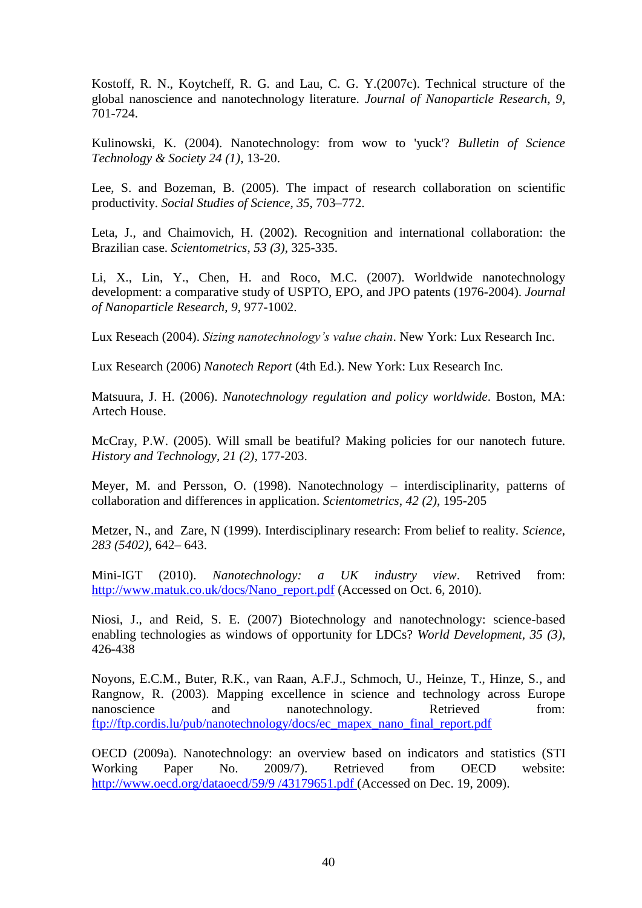Kostoff, R. N., Koytcheff, R. G. and Lau, C. G. Y.(2007c). Technical structure of the global nanoscience and nanotechnology literature. *Journal of Nanoparticle Research*, *9*, 701-724.

Kulinowski, K. (2004). Nanotechnology: from wow to 'yuck'? *Bulletin of Science Technology & Society 24 (1)*, 13-20.

Lee, S. and Bozeman, B. (2005). The impact of research collaboration on scientific productivity. *Social Studies of Science*, *35*, 703–772.

Leta, J., and Chaimovich, H. (2002). Recognition and international collaboration: the Brazilian case. *Scientometrics*, *53 (3)*, 325-335.

Li, X., Lin, Y., Chen, H. and Roco, M.C. (2007). Worldwide nanotechnology development: a comparative study of USPTO, EPO, and JPO patents (1976-2004). *Journal of Nanoparticle Research*, *9*, 977-1002.

Lux Reseach (2004). *Sizing nanotechnology's value chain*. New York: Lux Research Inc.

Lux Research (2006) *Nanotech Report* (4th Ed.). New York: Lux Research Inc.

Matsuura, J. H. (2006). *Nanotechnology regulation and policy worldwide*. Boston, MA: Artech House.

McCray, P.W. (2005). Will small be beatiful? Making policies for our nanotech future. *History and Technology, 21 (2)*, 177-203.

Meyer, M. and Persson, O. (1998). Nanotechnology – interdisciplinarity, patterns of collaboration and differences in application. *Scientometrics*, *42 (2)*, 195-205

Metzer, N., and Zare, N (1999). Interdisciplinary research: From belief to reality. *Science*, *283 (5402)*, 642– 643.

Mini-IGT (2010). *Nanotechnology: a UK industry view*. Retrived from: http://www.matuk.co.uk/docs/Nano_report.pdf (Accessed on Oct. 6, 2010).

Niosi, J., and Reid, S. E. (2007) Biotechnology and nanotechnology: science-based enabling technologies as windows of opportunity for LDCs? *World Development*, *35 (3)*, 426-438

Noyons, E.C.M., Buter, R.K., van Raan, A.F.J., Schmoch, U., Heinze, T., Hinze, S., and Rangnow, R. (2003). Mapping excellence in science and technology across Europe nanoscience and nanotechnology. Retrieved from: ftp://ftp.cordis.lu/pub/nanotechnology/docs/ec_mapex_nano_final_report.pdf

OECD (2009a). Nanotechnology: an overview based on indicators and statistics (STI Working Paper No. 2009/7). Retrieved from OECD website: http://www.oecd.org/dataoecd/59/9 /43179651.pdf (Accessed on Dec. 19, 2009).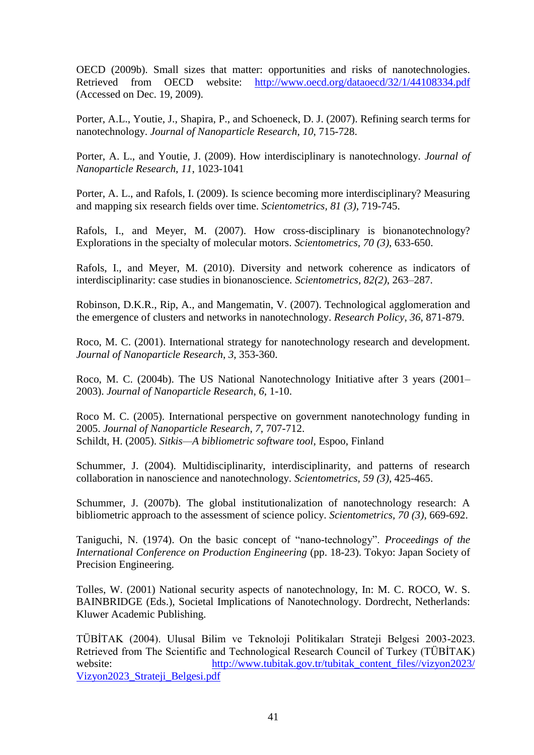OECD (2009b). Small sizes that matter: opportunities and risks of nanotechnologies. Retrieved from OECD website: http://www.oecd.org/dataoecd/32/1/44108334.pdf (Accessed on Dec. 19, 2009).

Porter, A.L., Youtie, J., Shapira, P., and Schoeneck, D. J. (2007). Refining search terms for nanotechnology. *Journal of Nanoparticle Research*, *10*, 715-728.

Porter, A. L., and Youtie, J. (2009). How interdisciplinary is nanotechnology. *Journal of Nanoparticle Research*, *11*, 1023-1041

Porter, A. L., and Rafols, I. (2009). Is science becoming more interdisciplinary? Measuring and mapping six research fields over time. *Scientometrics, 81 (3)*, 719-745.

Rafols, I., and Meyer, M. (2007). How cross-disciplinary is bionanotechnology? Explorations in the specialty of molecular motors. *Scientometrics, 70 (3)*, 633-650.

Rafols, I., and Meyer, M. (2010). Diversity and network coherence as indicators of interdisciplinarity: case studies in bionanoscience. *Scientometrics, 82(2)*, 263–287.

Robinson, D.K.R., Rip, A., and Mangematin, V. (2007). Technological agglomeration and the emergence of clusters and networks in nanotechnology. *Research Policy*, *36*, 871-879.

Roco, M. C. (2001). International strategy for nanotechnology research and development. *Journal of Nanoparticle Research*, *3*, 353-360.

Roco, M. C. (2004b). The US National Nanotechnology Initiative after 3 years (2001–2003). *Journal of Nanoparticle Research*, *6*, 1-10.

Roco M. C. (2005). International perspective on government nanotechnology funding in 2005. *Journal of Nanoparticle Research*, *7*, 707-712.
Schildt, H. (2005). *Sitkis—A bibliometric software tool*, Espoo, Finland

Schummer, J. (2004). Multidisciplinarity, interdisciplinarity, and patterns of research collaboration in nanoscience and nanotechnology. *Scientometrics, 59 (3)*, 425-465.

Schummer, J. (2007b). The global institutionalization of nanotechnology research: A bibliometric approach to the assessment of science policy. *Scientometrics, 70 (3)*, 669-692.

Taniguchi, N. (1974). On the basic concept of "nano-technology". *Proceedings of the International Conference on Production Engineering* (pp. 18-23). Tokyo: Japan Society of Precision Engineering.

Tolles, W. (2001) National security aspects of nanotechnology, In: M. C. ROCO, W. S. BAINBRIDGE (Eds.), Societal Implications of Nanotechnology. Dordrecht, Netherlands: Kluwer Academic Publishing.

TÜBİTAK (2004). Ulusal Bilim ve Teknoloji Politikaları Strateji Belgesi 2003-2023. Retrieved from The Scientific and Technological Research Council of Turkey (TÜBİTAK) website: http://www.tubitak.gov.tr/tubitak_content_files//vizyon2023/Vizyon2023_Strateji_Belgesi.pdf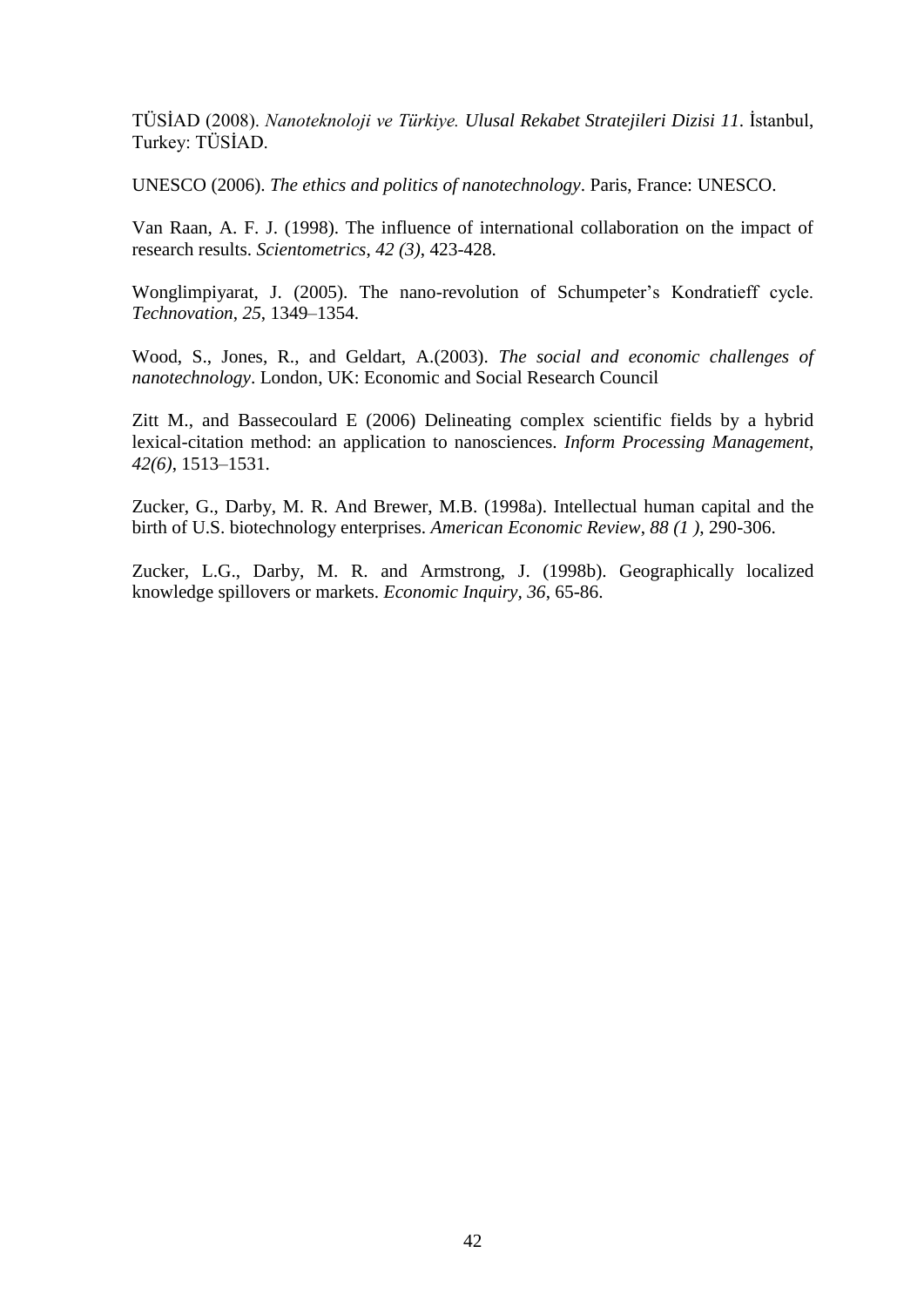TÜSİAD (2008). *Nanoteknoloji ve Türkiye. Ulusal Rekabet Stratejileri Dizisi 11*. İstanbul, Turkey: TÜSİAD.

UNESCO (2006). *The ethics and politics of nanotechnology*. Paris, France: UNESCO.

Van Raan, A. F. J. (1998). The influence of international collaboration on the impact of research results. *Scientometrics*, *42 (3)*, 423-428.

Wonglimpiyarat, J. (2005). The nano-revolution of Schumpeter's Kondratieff cycle. *Technovation*, *25*, 1349–1354.

Wood, S., Jones, R., and Geldart, A.(2003). *The social and economic challenges of nanotechnology*. London, UK: Economic and Social Research Council

Zitt M., and Bassecoulard E (2006) Delineating complex scientific fields by a hybrid lexical-citation method: an application to nanosciences. *Inform Processing Management*, *42(6)*, 1513–1531.

Zucker, G., Darby, M. R. And Brewer, M.B. (1998a). Intellectual human capital and the birth of U.S. biotechnology enterprises. *American Economic Review*, *88 (1 )*, 290-306.

Zucker, L.G., Darby, M. R. and Armstrong, J. (1998b). Geographically localized knowledge spillovers or markets. *Economic Inquiry, 36*, 65-86.